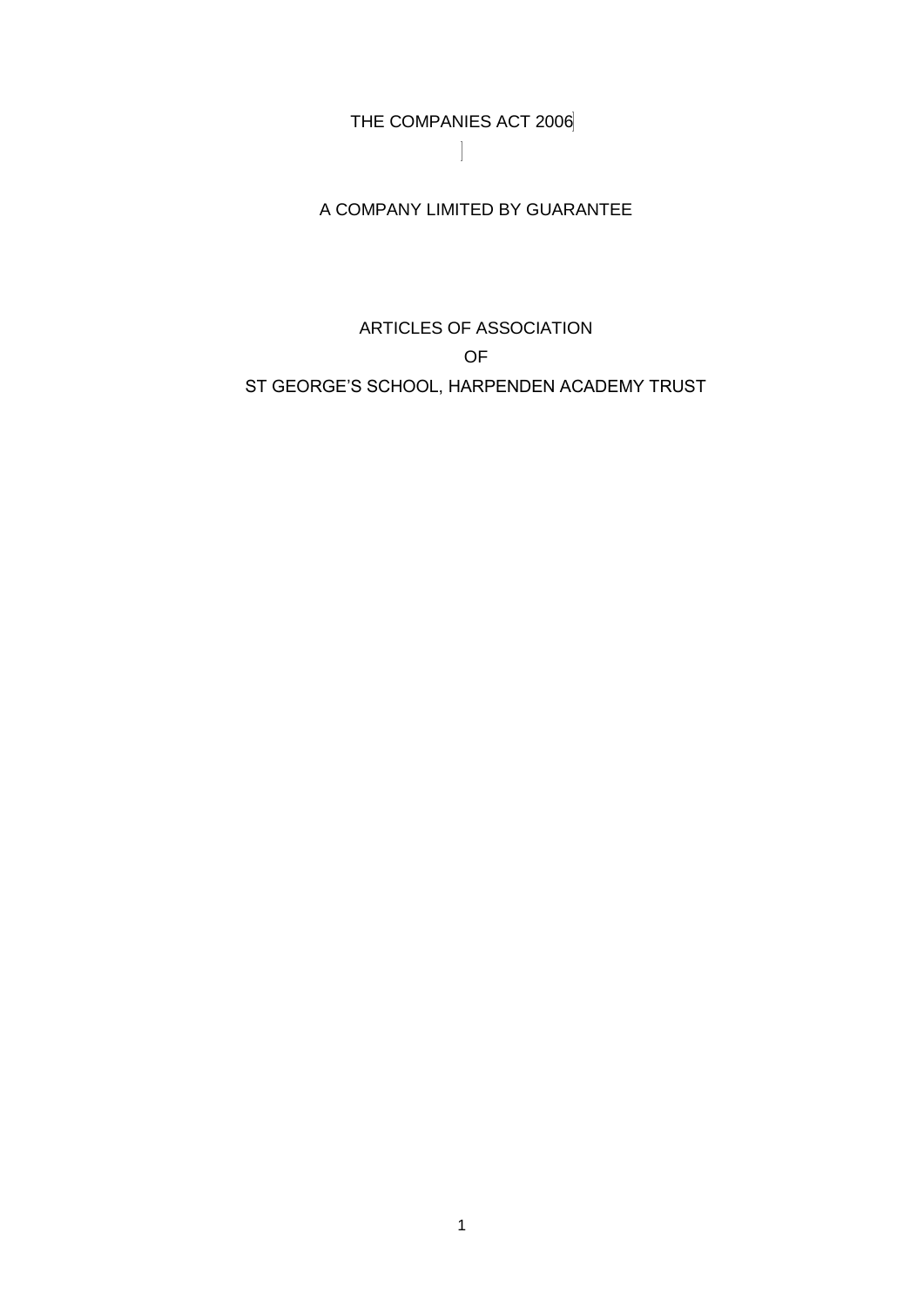THE COMPANIES ACT 2006

A COMPANY LIMITED BY GUARANTEE

# ARTICLES OF ASSOCIATION
# OF
# ST GEORGE'S SCHOOL, HARPENDEN ACADEMY TRUST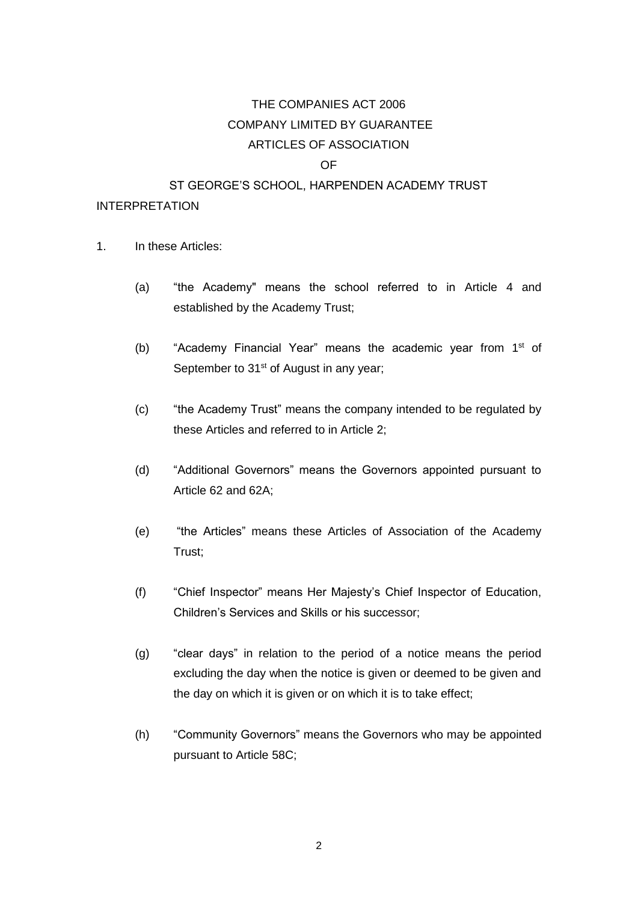# THE COMPANIES ACT 2006

## COMPANY LIMITED BY GUARANTEE

## ARTICLES OF ASSOCIATION

## OF

## ST GEORGE'S SCHOOL, HARPENDEN ACADEMY TRUST

### INTERPRETATION

1. In these Articles:

   (a) "the Academy" means the school referred to in Article 4 and established by the Academy Trust;

   (b) "Academy Financial Year" means the academic year from 1st of September to 31st of August in any year;

   (c) "the Academy Trust" means the company intended to be regulated by these Articles and referred to in Article 2;

   (d) "Additional Governors" means the Governors appointed pursuant to Article 62 and 62A;

   (e) "the Articles" means these Articles of Association of the Academy Trust;

   (f) "Chief Inspector" means Her Majesty's Chief Inspector of Education, Children's Services and Skills or his successor;

   (g) "clear days" in relation to the period of a notice means the period excluding the day when the notice is given or deemed to be given and the day on which it is given or on which it is to take effect;

   (h) "Community Governors" means the Governors who may be appointed pursuant to Article 58C;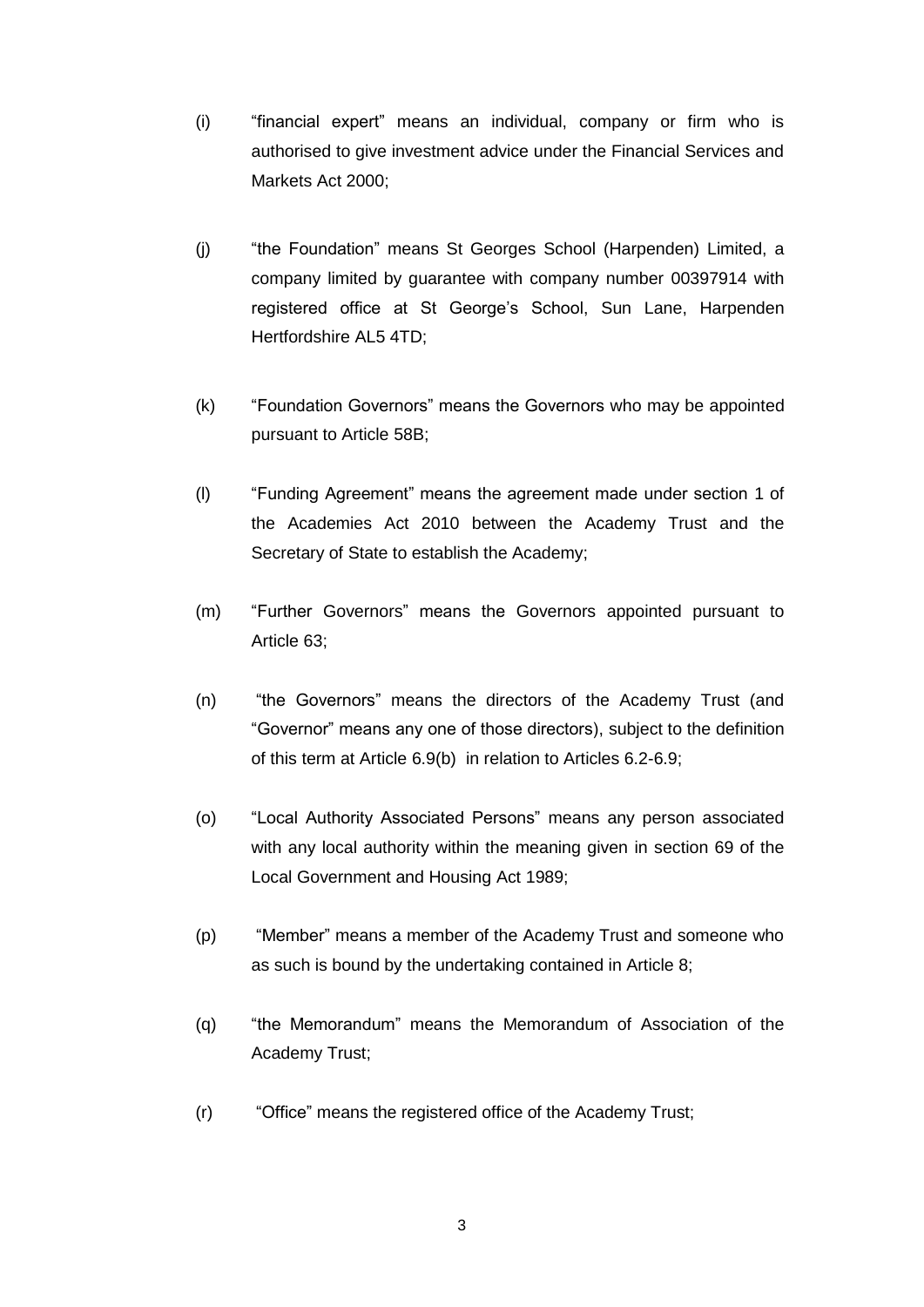(i) "financial expert" means an individual, company or firm who is authorised to give investment advice under the Financial Services and Markets Act 2000;

(j) "the Foundation" means St Georges School (Harpenden) Limited, a company limited by guarantee with company number 00397914 with registered office at St George's School, Sun Lane, Harpenden Hertfordshire AL5 4TD;

(k) "Foundation Governors" means the Governors who may be appointed pursuant to Article 58B;

(l) "Funding Agreement" means the agreement made under section 1 of the Academies Act 2010 between the Academy Trust and the Secretary of State to establish the Academy;

(m) "Further Governors" means the Governors appointed pursuant to Article 63;

(n) "the Governors" means the directors of the Academy Trust (and "Governor" means any one of those directors), subject to the definition of this term at Article 6.9(b) in relation to Articles 6.2-6.9;

(o) "Local Authority Associated Persons" means any person associated with any local authority within the meaning given in section 69 of the Local Government and Housing Act 1989;

(p) "Member" means a member of the Academy Trust and someone who as such is bound by the undertaking contained in Article 8;

(q) "the Memorandum" means the Memorandum of Association of the Academy Trust;

(r) "Office" means the registered office of the Academy Trust;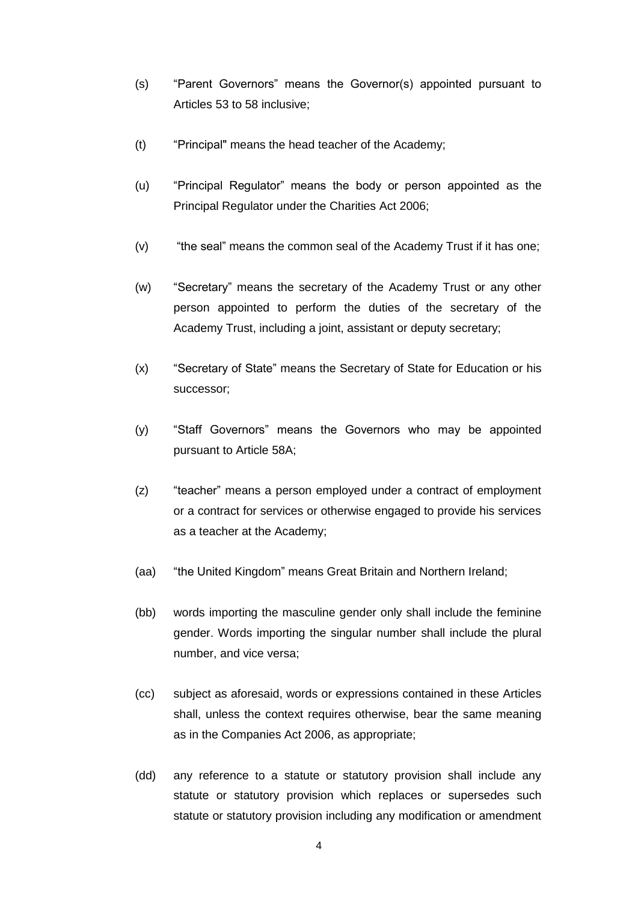(s) “Parent Governors” means the Governor(s) appointed pursuant to Articles 53 to 58 inclusive;

(t) “Principal" means the head teacher of the Academy;

(u) “Principal Regulator” means the body or person appointed as the Principal Regulator under the Charities Act 2006;

(v) “the seal” means the common seal of the Academy Trust if it has one;

(w) “Secretary” means the secretary of the Academy Trust or any other person appointed to perform the duties of the secretary of the Academy Trust, including a joint, assistant or deputy secretary;

(x) “Secretary of State” means the Secretary of State for Education or his successor;

(y) “Staff Governors” means the Governors who may be appointed pursuant to Article 58A;

(z) “teacher” means a person employed under a contract of employment or a contract for services or otherwise engaged to provide his services as a teacher at the Academy;

(aa) “the United Kingdom” means Great Britain and Northern Ireland;

(bb) words importing the masculine gender only shall include the feminine gender. Words importing the singular number shall include the plural number, and vice versa;

(cc) subject as aforesaid, words or expressions contained in these Articles shall, unless the context requires otherwise, bear the same meaning as in the Companies Act 2006, as appropriate;

(dd) any reference to a statute or statutory provision shall include any statute or statutory provision which replaces or supersedes such statute or statutory provision including any modification or amendment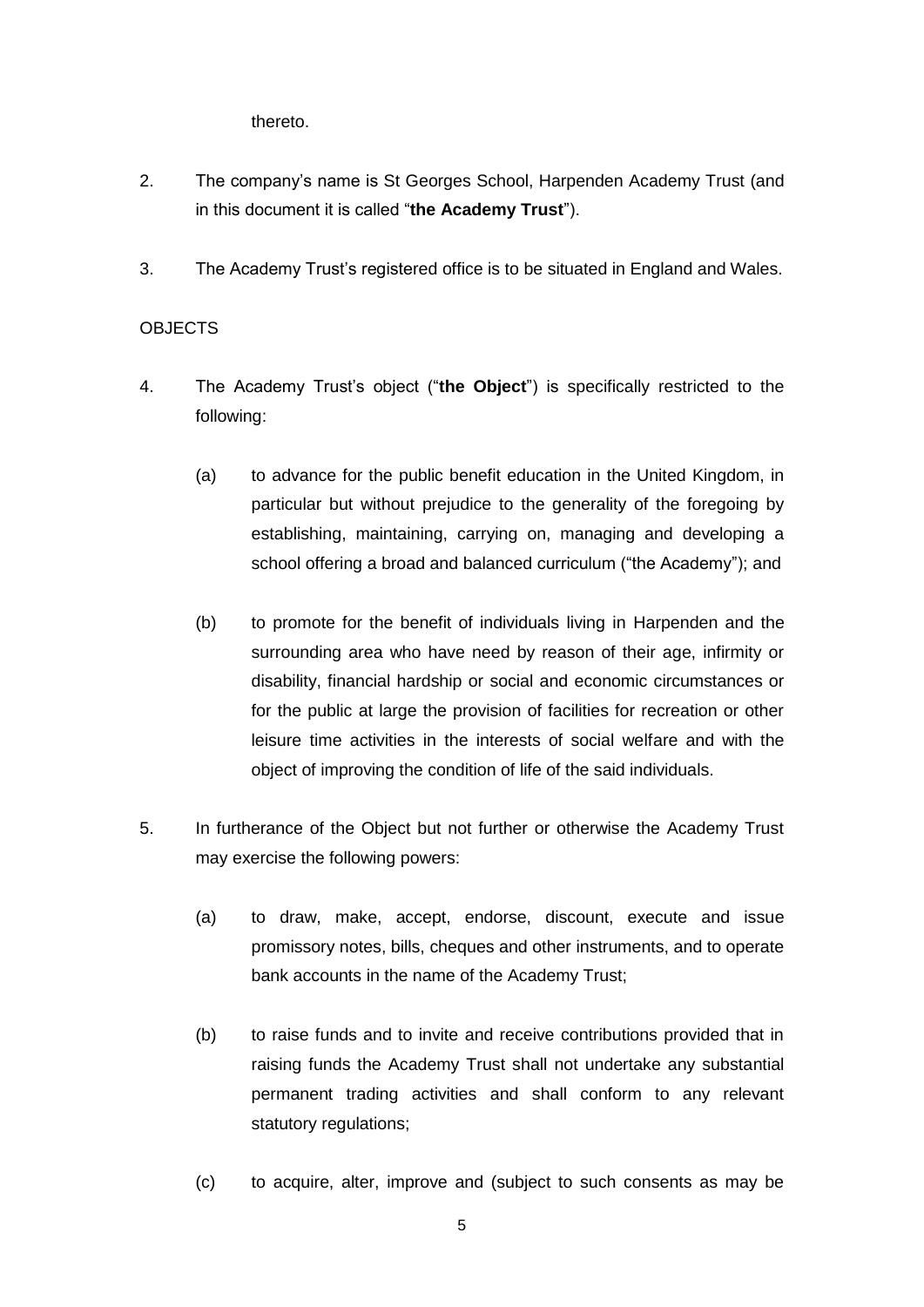thereto.

2. The company's name is St Georges School, Harpenden Academy Trust (and in this document it is called "**the Academy Trust**").

3. The Academy Trust's registered office is to be situated in England and Wales.

OBJECTS

4. The Academy Trust's object ("**the Object**") is specifically restricted to the following:

   (a) to advance for the public benefit education in the United Kingdom, in particular but without prejudice to the generality of the foregoing by establishing, maintaining, carrying on, managing and developing a school offering a broad and balanced curriculum ("the Academy"); and

   (b) to promote for the benefit of individuals living in Harpenden and the surrounding area who have need by reason of their age, infirmity or disability, financial hardship or social and economic circumstances or for the public at large the provision of facilities for recreation or other leisure time activities in the interests of social welfare and with the object of improving the condition of life of the said individuals.

5. In furtherance of the Object but not further or otherwise the Academy Trust may exercise the following powers:

   (a) to draw, make, accept, endorse, discount, execute and issue promissory notes, bills, cheques and other instruments, and to operate bank accounts in the name of the Academy Trust;

   (b) to raise funds and to invite and receive contributions provided that in raising funds the Academy Trust shall not undertake any substantial permanent trading activities and shall conform to any relevant statutory regulations;

   (c) to acquire, alter, improve and (subject to such consents as may be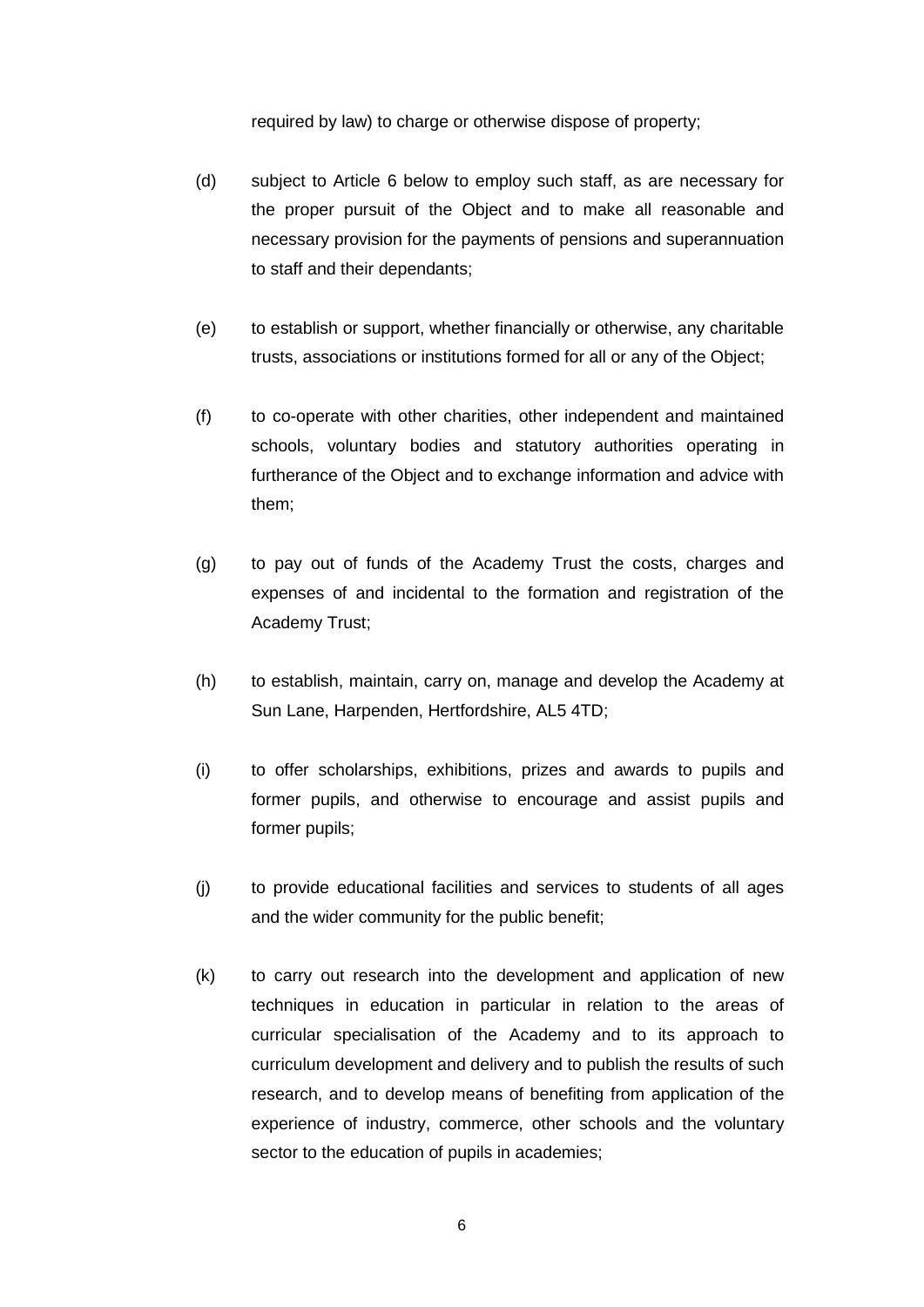required by law) to charge or otherwise dispose of property;

(d) subject to Article 6 below to employ such staff, as are necessary for the proper pursuit of the Object and to make all reasonable and necessary provision for the payments of pensions and superannuation to staff and their dependants;

(e) to establish or support, whether financially or otherwise, any charitable trusts, associations or institutions formed for all or any of the Object;

(f) to co-operate with other charities, other independent and maintained schools, voluntary bodies and statutory authorities operating in furtherance of the Object and to exchange information and advice with them;

(g) to pay out of funds of the Academy Trust the costs, charges and expenses of and incidental to the formation and registration of the Academy Trust;

(h) to establish, maintain, carry on, manage and develop the Academy at Sun Lane, Harpenden, Hertfordshire, AL5 4TD;

(i) to offer scholarships, exhibitions, prizes and awards to pupils and former pupils, and otherwise to encourage and assist pupils and former pupils;

(j) to provide educational facilities and services to students of all ages and the wider community for the public benefit;

(k) to carry out research into the development and application of new techniques in education in particular in relation to the areas of curricular specialisation of the Academy and to its approach to curriculum development and delivery and to publish the results of such research, and to develop means of benefiting from application of the experience of industry, commerce, other schools and the voluntary sector to the education of pupils in academies;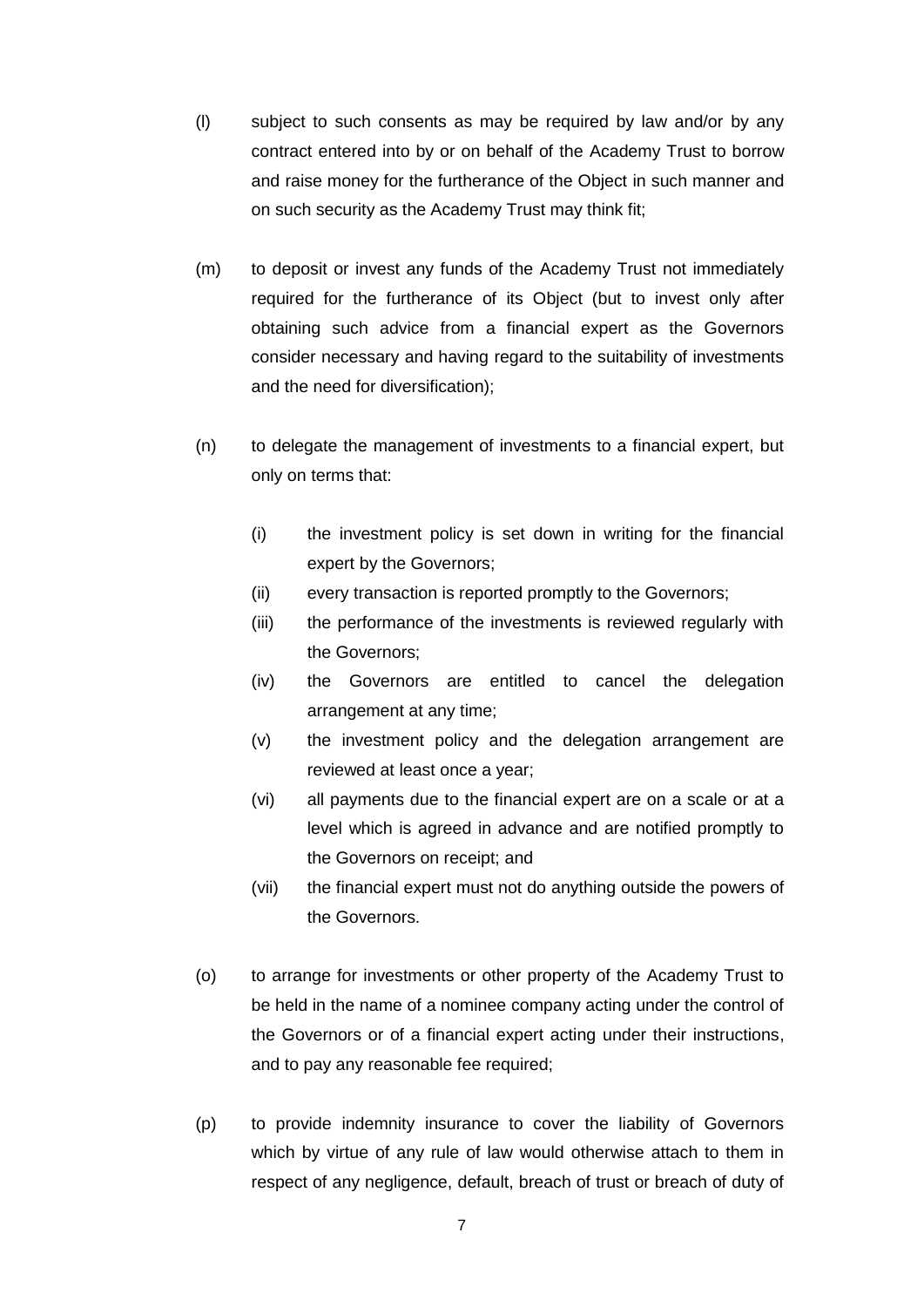(l) subject to such consents as may be required by law and/or by any contract entered into by or on behalf of the Academy Trust to borrow and raise money for the furtherance of the Object in such manner and on such security as the Academy Trust may think fit;

(m) to deposit or invest any funds of the Academy Trust not immediately required for the furtherance of its Object (but to invest only after obtaining such advice from a financial expert as the Governors consider necessary and having regard to the suitability of investments and the need for diversification);

(n) to delegate the management of investments to a financial expert, but only on terms that:

  (i) the investment policy is set down in writing for the financial expert by the Governors;
  
  (ii) every transaction is reported promptly to the Governors;
  
  (iii) the performance of the investments is reviewed regularly with the Governors;
  
  (iv) the Governors are entitled to cancel the delegation arrangement at any time;
  
  (v) the investment policy and the delegation arrangement are reviewed at least once a year;
  
  (vi) all payments due to the financial expert are on a scale or at a level which is agreed in advance and are notified promptly to the Governors on receipt; and
  
  (vii) the financial expert must not do anything outside the powers of the Governors.

(o) to arrange for investments or other property of the Academy Trust to be held in the name of a nominee company acting under the control of the Governors or of a financial expert acting under their instructions, and to pay any reasonable fee required;

(p) to provide indemnity insurance to cover the liability of Governors which by virtue of any rule of law would otherwise attach to them in respect of any negligence, default, breach of trust or breach of duty of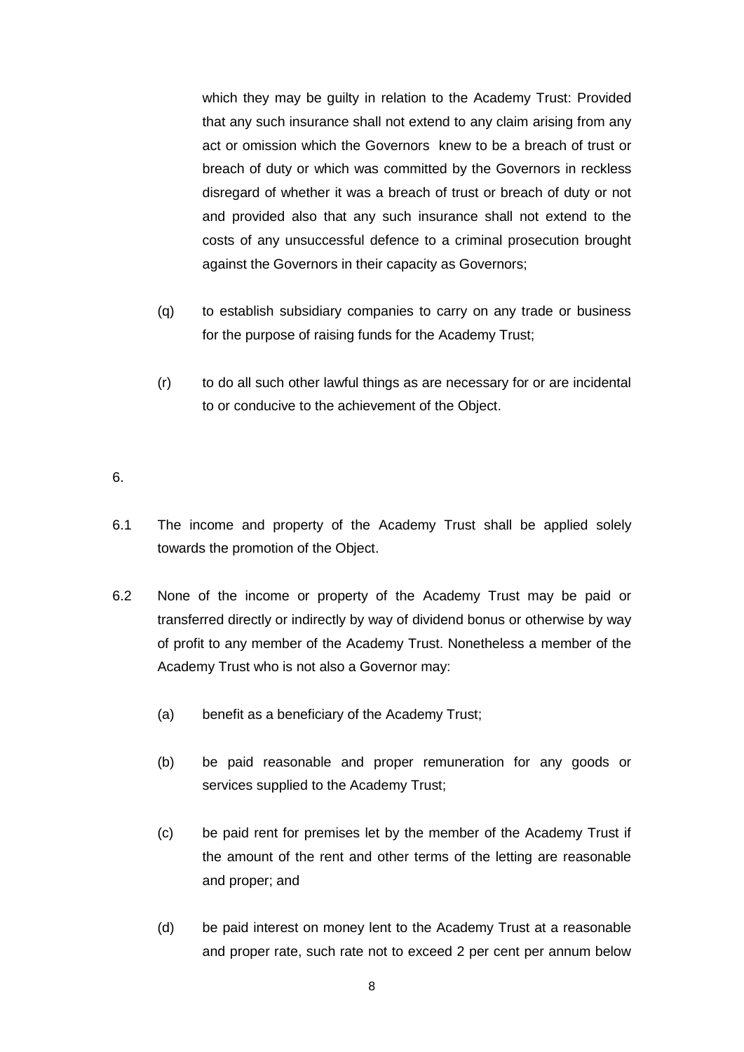which they may be guilty in relation to the Academy Trust: Provided that any such insurance shall not extend to any claim arising from any act or omission which the Governors knew to be a breach of trust or breach of duty or which was committed by the Governors in reckless disregard of whether it was a breach of trust or breach of duty or not and provided also that any such insurance shall not extend to the costs of any unsuccessful defence to a criminal prosecution brought against the Governors in their capacity as Governors;

(q) to establish subsidiary companies to carry on any trade or business for the purpose of raising funds for the Academy Trust;

(r) to do all such other lawful things as are necessary for or are incidental to or conducive to the achievement of the Object.

6.

6.1 The income and property of the Academy Trust shall be applied solely towards the promotion of the Object.

6.2 None of the income or property of the Academy Trust may be paid or transferred directly or indirectly by way of dividend bonus or otherwise by way of profit to any member of the Academy Trust. Nonetheless a member of the Academy Trust who is not also a Governor may:

(a) benefit as a beneficiary of the Academy Trust;

(b) be paid reasonable and proper remuneration for any goods or services supplied to the Academy Trust;

(c) be paid rent for premises let by the member of the Academy Trust if the amount of the rent and other terms of the letting are reasonable and proper; and

(d) be paid interest on money lent to the Academy Trust at a reasonable and proper rate, such rate not to exceed 2 per cent per annum below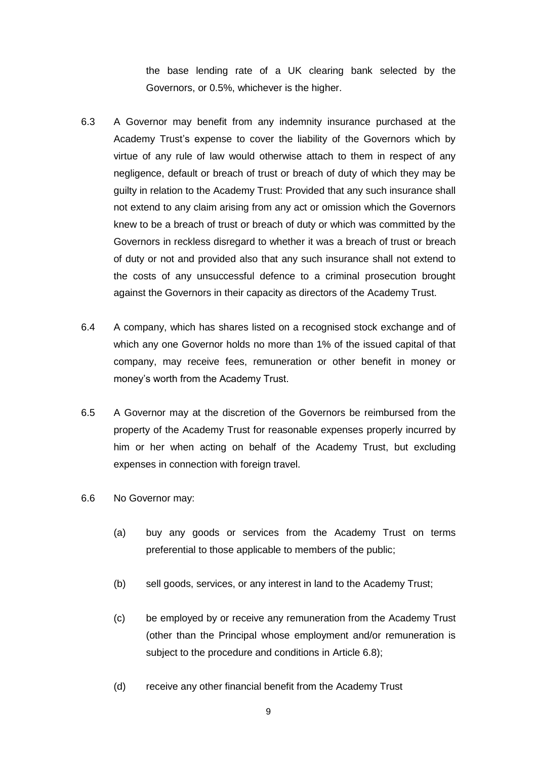the base lending rate of a UK clearing bank selected by the Governors, or 0.5%, whichever is the higher.

6.3 A Governor may benefit from any indemnity insurance purchased at the Academy Trust's expense to cover the liability of the Governors which by virtue of any rule of law would otherwise attach to them in respect of any negligence, default or breach of trust or breach of duty of which they may be guilty in relation to the Academy Trust: Provided that any such insurance shall not extend to any claim arising from any act or omission which the Governors knew to be a breach of trust or breach of duty or which was committed by the Governors in reckless disregard to whether it was a breach of trust or breach of duty or not and provided also that any such insurance shall not extend to the costs of any unsuccessful defence to a criminal prosecution brought against the Governors in their capacity as directors of the Academy Trust.

6.4 A company, which has shares listed on a recognised stock exchange and of which any one Governor holds no more than 1% of the issued capital of that company, may receive fees, remuneration or other benefit in money or money's worth from the Academy Trust.

6.5 A Governor may at the discretion of the Governors be reimbursed from the property of the Academy Trust for reasonable expenses properly incurred by him or her when acting on behalf of the Academy Trust, but excluding expenses in connection with foreign travel.

6.6 No Governor may:

(a) buy any goods or services from the Academy Trust on terms preferential to those applicable to members of the public;

(b) sell goods, services, or any interest in land to the Academy Trust;

(c) be employed by or receive any remuneration from the Academy Trust (other than the Principal whose employment and/or remuneration is subject to the procedure and conditions in Article 6.8);

(d) receive any other financial benefit from the Academy Trust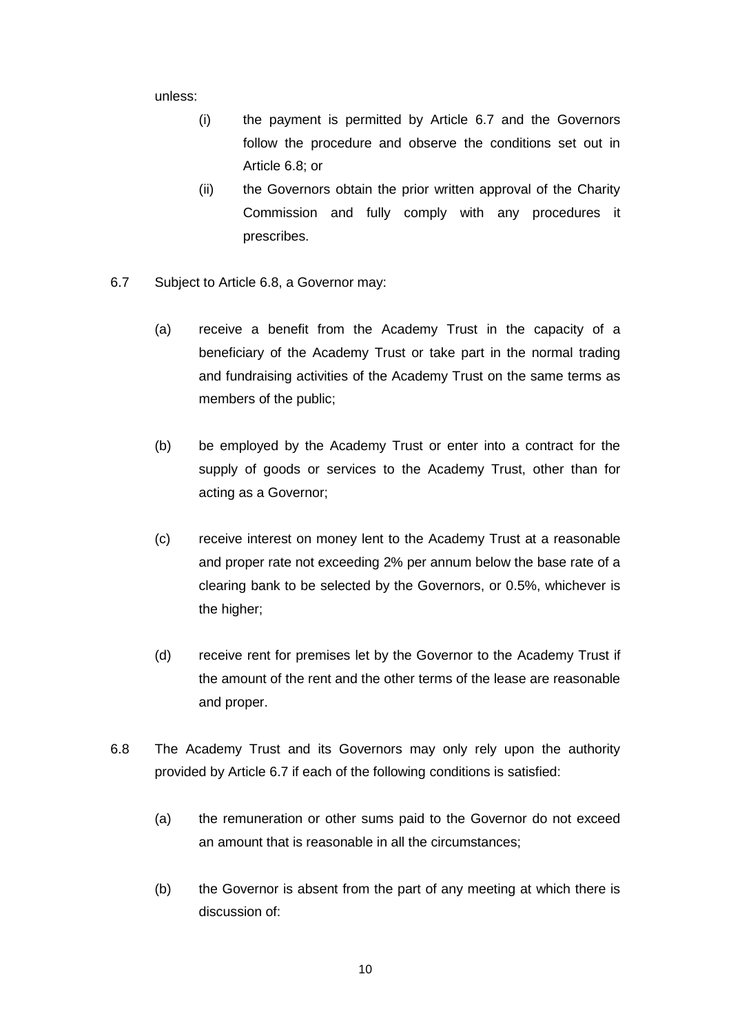unless:

(i) the payment is permitted by Article 6.7 and the Governors follow the procedure and observe the conditions set out in Article 6.8; or

(ii) the Governors obtain the prior written approval of the Charity Commission and fully comply with any procedures it prescribes.

6.7 Subject to Article 6.8, a Governor may:

(a) receive a benefit from the Academy Trust in the capacity of a beneficiary of the Academy Trust or take part in the normal trading and fundraising activities of the Academy Trust on the same terms as members of the public;

(b) be employed by the Academy Trust or enter into a contract for the supply of goods or services to the Academy Trust, other than for acting as a Governor;

(c) receive interest on money lent to the Academy Trust at a reasonable and proper rate not exceeding 2% per annum below the base rate of a clearing bank to be selected by the Governors, or 0.5%, whichever is the higher;

(d) receive rent for premises let by the Governor to the Academy Trust if the amount of the rent and the other terms of the lease are reasonable and proper.

6.8 The Academy Trust and its Governors may only rely upon the authority provided by Article 6.7 if each of the following conditions is satisfied:

(a) the remuneration or other sums paid to the Governor do not exceed an amount that is reasonable in all the circumstances;

(b) the Governor is absent from the part of any meeting at which there is discussion of: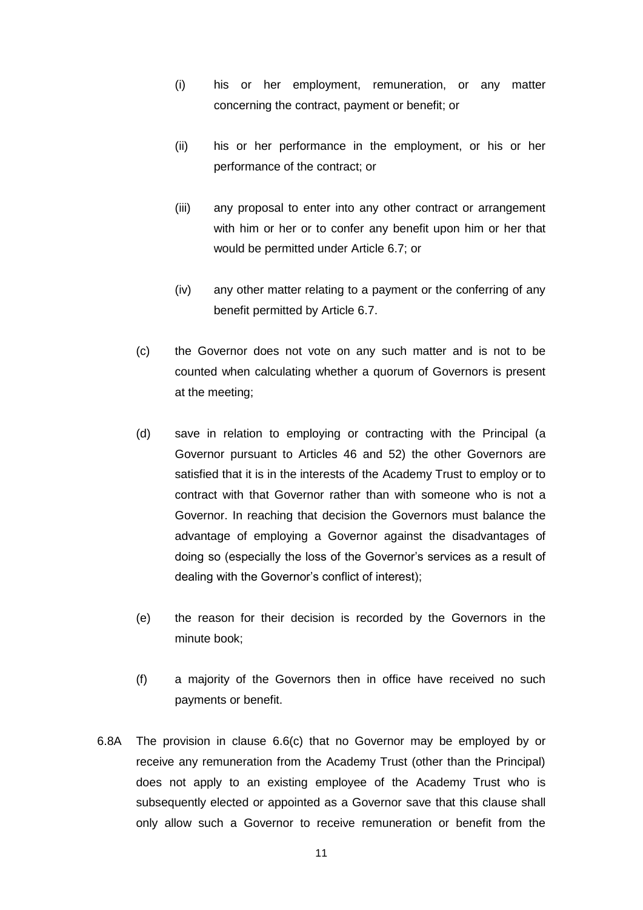(i) his or her employment, remuneration, or any matter concerning the contract, payment or benefit; or

(ii) his or her performance in the employment, or his or her performance of the contract; or

(iii) any proposal to enter into any other contract or arrangement with him or her or to confer any benefit upon him or her that would be permitted under Article 6.7; or

(iv) any other matter relating to a payment or the conferring of any benefit permitted by Article 6.7.

(c) the Governor does not vote on any such matter and is not to be counted when calculating whether a quorum of Governors is present at the meeting;

(d) save in relation to employing or contracting with the Principal (a Governor pursuant to Articles 46 and 52) the other Governors are satisfied that it is in the interests of the Academy Trust to employ or to contract with that Governor rather than with someone who is not a Governor. In reaching that decision the Governors must balance the advantage of employing a Governor against the disadvantages of doing so (especially the loss of the Governor's services as a result of dealing with the Governor's conflict of interest);

(e) the reason for their decision is recorded by the Governors in the minute book;

(f) a majority of the Governors then in office have received no such payments or benefit.

6.8A The provision in clause 6.6(c) that no Governor may be employed by or receive any remuneration from the Academy Trust (other than the Principal) does not apply to an existing employee of the Academy Trust who is subsequently elected or appointed as a Governor save that this clause shall only allow such a Governor to receive remuneration or benefit from the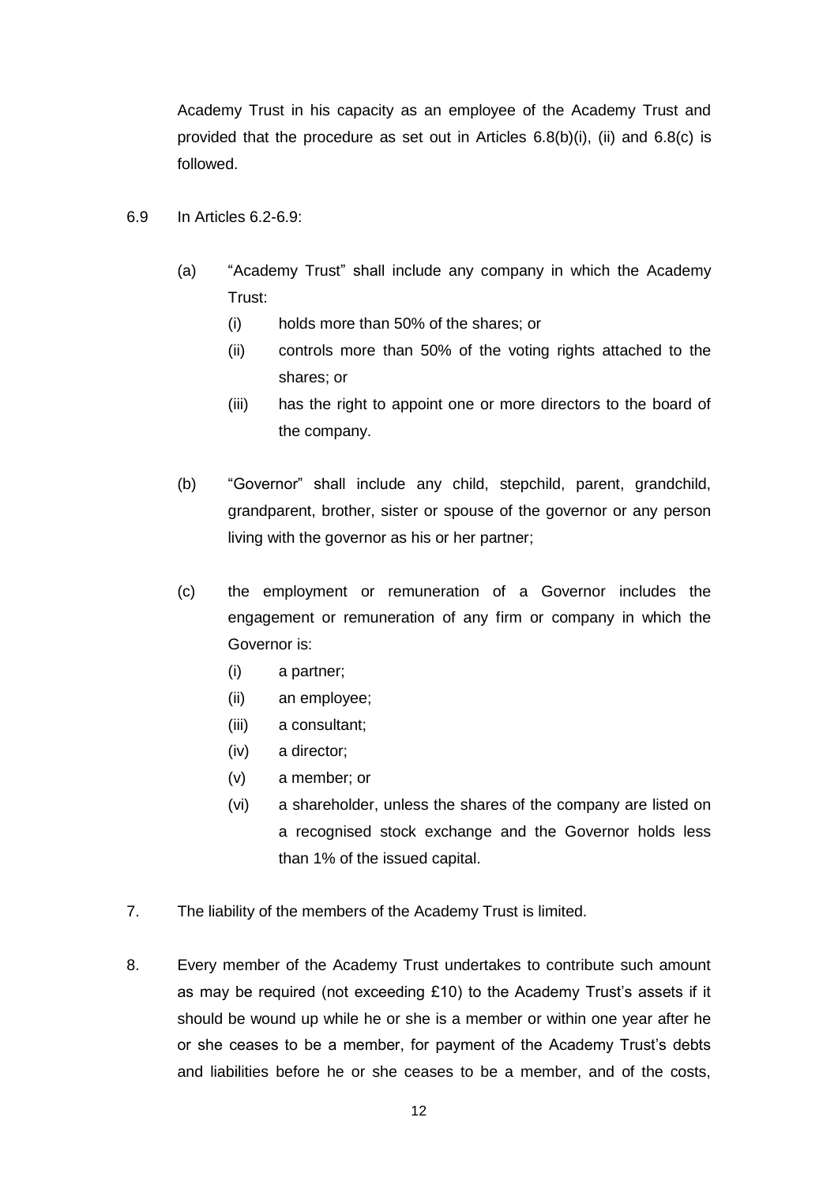Academy Trust in his capacity as an employee of the Academy Trust and provided that the procedure as set out in Articles 6.8(b)(i), (ii) and 6.8(c) is followed.

6.9 In Articles 6.2-6.9:

(a) "Academy Trust" shall include any company in which the Academy Trust:

   (i) holds more than 50% of the shares; or

   (ii) controls more than 50% of the voting rights attached to the shares; or

   (iii) has the right to appoint one or more directors to the board of the company.

(b) "Governor" shall include any child, stepchild, parent, grandchild, grandparent, brother, sister or spouse of the governor or any person living with the governor as his or her partner;

(c) the employment or remuneration of a Governor includes the engagement or remuneration of any firm or company in which the Governor is:

   (i) a partner;

   (ii) an employee;

   (iii) a consultant;

   (iv) a director;

   (v) a member; or

   (vi) a shareholder, unless the shares of the company are listed on a recognised stock exchange and the Governor holds less than 1% of the issued capital.

7. The liability of the members of the Academy Trust is limited.

8. Every member of the Academy Trust undertakes to contribute such amount as may be required (not exceeding £10) to the Academy Trust's assets if it should be wound up while he or she is a member or within one year after he or she ceases to be a member, for payment of the Academy Trust's debts and liabilities before he or she ceases to be a member, and of the costs,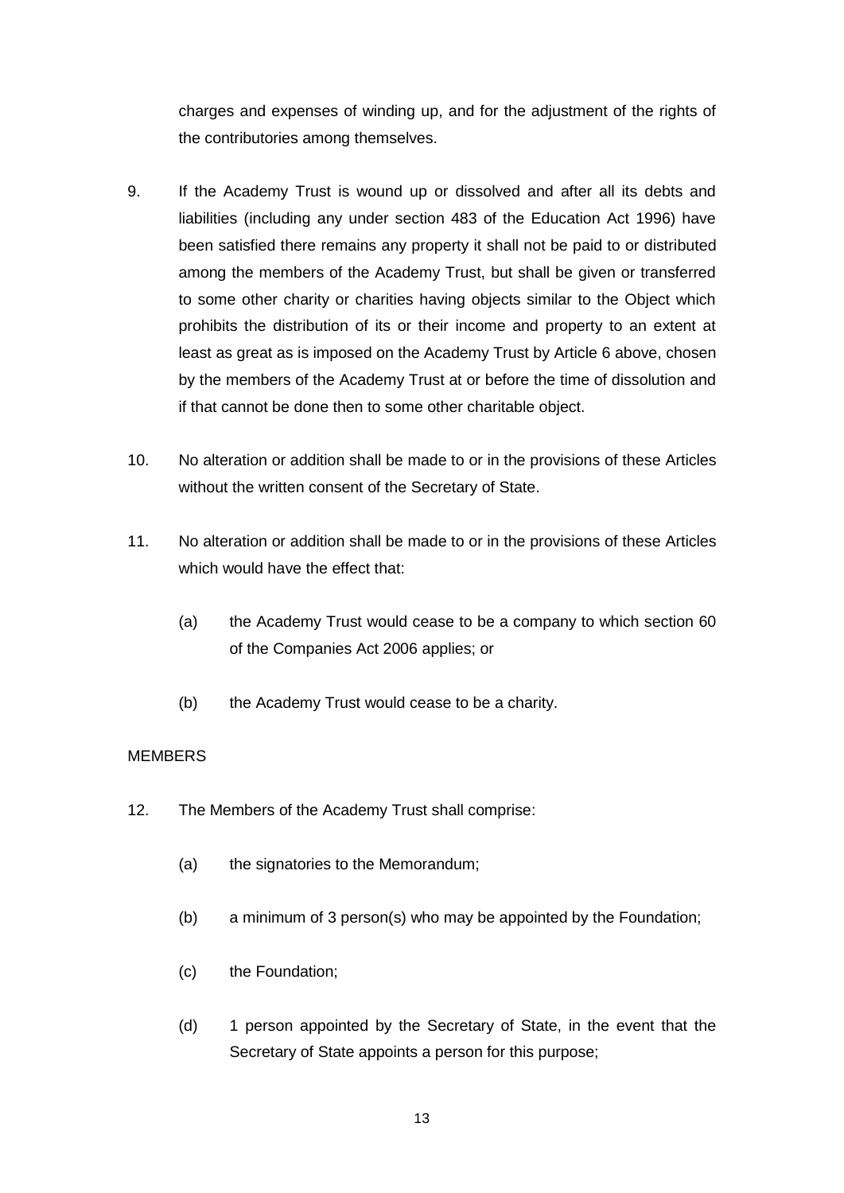charges and expenses of winding up, and for the adjustment of the rights of the contributories among themselves.

9. If the Academy Trust is wound up or dissolved and after all its debts and liabilities (including any under section 483 of the Education Act 1996) have been satisfied there remains any property it shall not be paid to or distributed among the members of the Academy Trust, but shall be given or transferred to some other charity or charities having objects similar to the Object which prohibits the distribution of its or their income and property to an extent at least as great as is imposed on the Academy Trust by Article 6 above, chosen by the members of the Academy Trust at or before the time of dissolution and if that cannot be done then to some other charitable object.

10. No alteration or addition shall be made to or in the provisions of these Articles without the written consent of the Secretary of State.

11. No alteration or addition shall be made to or in the provisions of these Articles which would have the effect that:

    (a) the Academy Trust would cease to be a company to which section 60 of the Companies Act 2006 applies; or

    (b) the Academy Trust would cease to be a charity.

MEMBERS

12. The Members of the Academy Trust shall comprise:

    (a) the signatories to the Memorandum;

    (b) a minimum of 3 person(s) who may be appointed by the Foundation;

    (c) the Foundation;

    (d) 1 person appointed by the Secretary of State, in the event that the Secretary of State appoints a person for this purpose;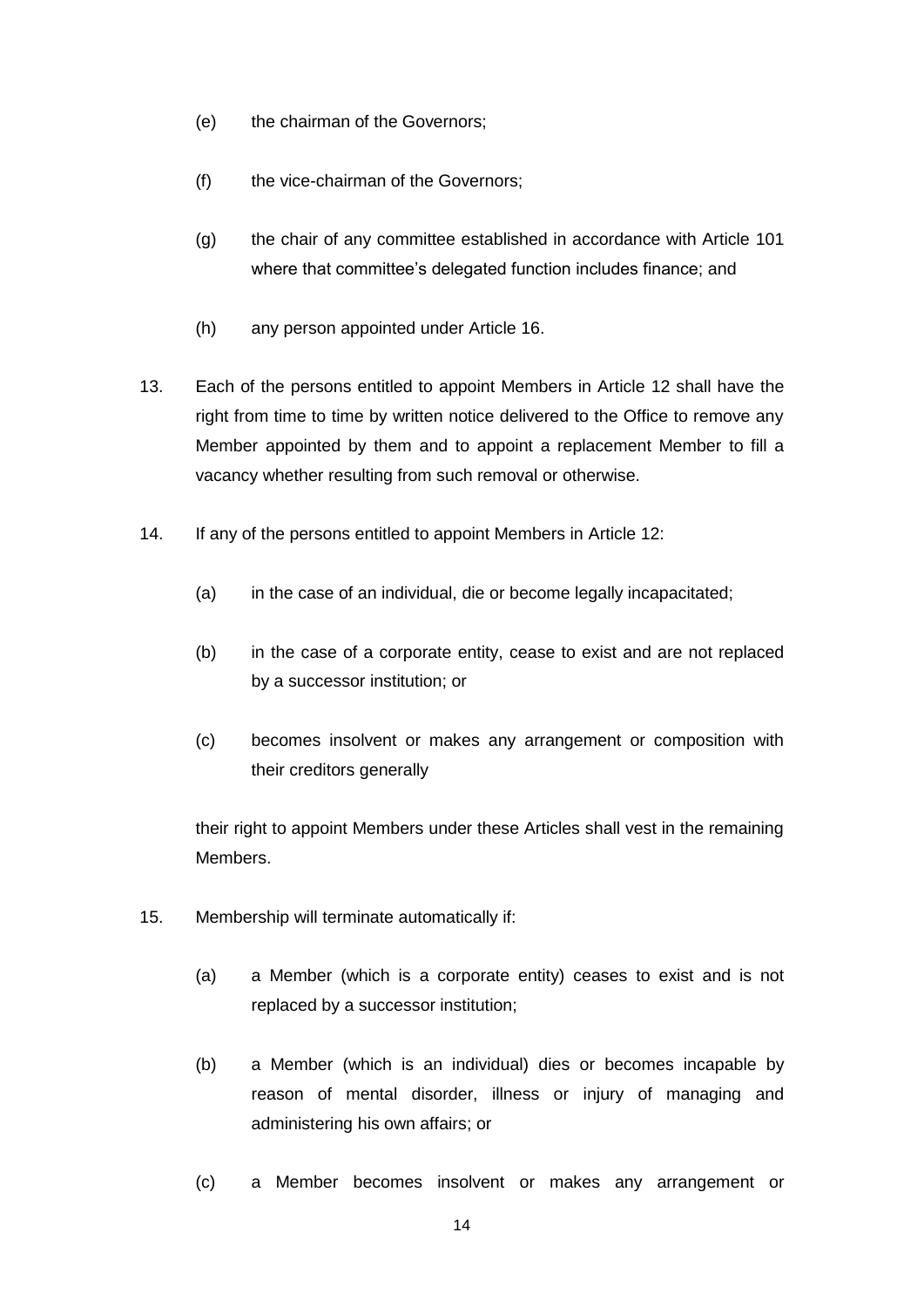(e) the chairman of the Governors;

(f) the vice-chairman of the Governors;

(g) the chair of any committee established in accordance with Article 101 where that committee's delegated function includes finance; and

(h) any person appointed under Article 16.

13. Each of the persons entitled to appoint Members in Article 12 shall have the right from time to time by written notice delivered to the Office to remove any Member appointed by them and to appoint a replacement Member to fill a vacancy whether resulting from such removal or otherwise.

14. If any of the persons entitled to appoint Members in Article 12:

 (a) in the case of an individual, die or become legally incapacitated;

 (b) in the case of a corporate entity, cease to exist and are not replaced by a successor institution; or

 (c) becomes insolvent or makes any arrangement or composition with their creditors generally

 their right to appoint Members under these Articles shall vest in the remaining Members.

15. Membership will terminate automatically if:

 (a) a Member (which is a corporate entity) ceases to exist and is not replaced by a successor institution;

 (b) a Member (which is an individual) dies or becomes incapable by reason of mental disorder, illness or injury of managing and administering his own affairs; or

 (c) a Member becomes insolvent or makes any arrangement or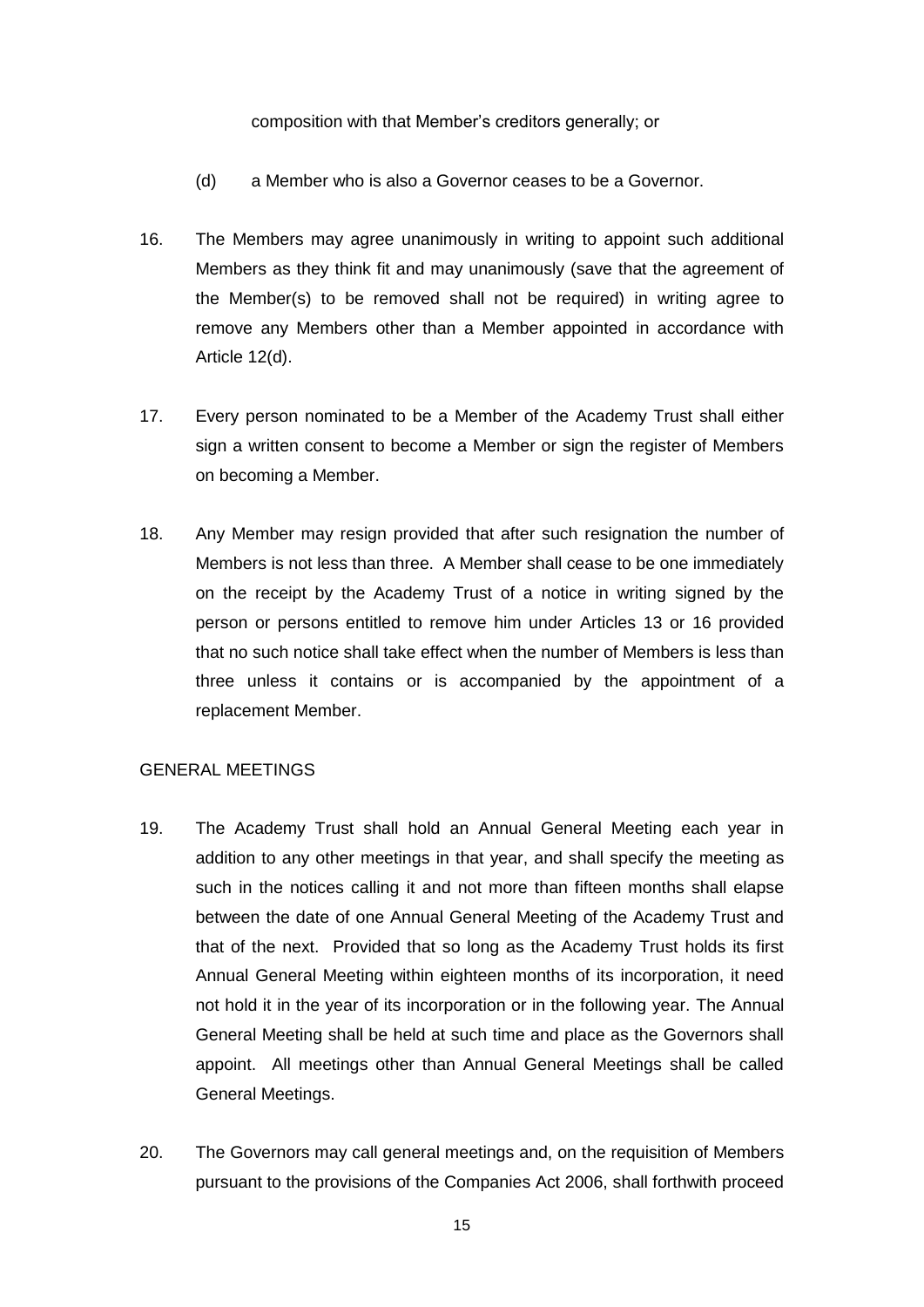composition with that Member's creditors generally; or

(d) a Member who is also a Governor ceases to be a Governor.

16. The Members may agree unanimously in writing to appoint such additional Members as they think fit and may unanimously (save that the agreement of the Member(s) to be removed shall not be required) in writing agree to remove any Members other than a Member appointed in accordance with Article 12(d).

17. Every person nominated to be a Member of the Academy Trust shall either sign a written consent to become a Member or sign the register of Members on becoming a Member.

18. Any Member may resign provided that after such resignation the number of Members is not less than three. A Member shall cease to be one immediately on the receipt by the Academy Trust of a notice in writing signed by the person or persons entitled to remove him under Articles 13 or 16 provided that no such notice shall take effect when the number of Members is less than three unless it contains or is accompanied by the appointment of a replacement Member.

GENERAL MEETINGS

19. The Academy Trust shall hold an Annual General Meeting each year in addition to any other meetings in that year, and shall specify the meeting as such in the notices calling it and not more than fifteen months shall elapse between the date of one Annual General Meeting of the Academy Trust and that of the next. Provided that so long as the Academy Trust holds its first Annual General Meeting within eighteen months of its incorporation, it need not hold it in the year of its incorporation or in the following year. The Annual General Meeting shall be held at such time and place as the Governors shall appoint. All meetings other than Annual General Meetings shall be called General Meetings.

20. The Governors may call general meetings and, on the requisition of Members pursuant to the provisions of the Companies Act 2006, shall forthwith proceed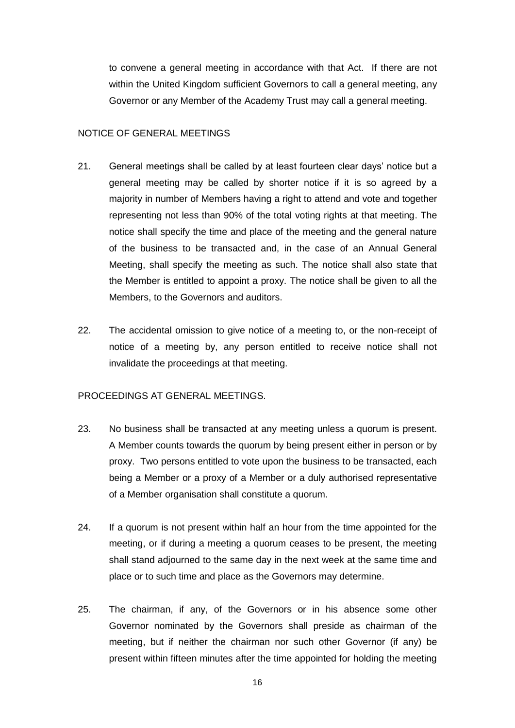to convene a general meeting in accordance with that Act. If there are not within the United Kingdom sufficient Governors to call a general meeting, any Governor or any Member of the Academy Trust may call a general meeting.

NOTICE OF GENERAL MEETINGS

21. General meetings shall be called by at least fourteen clear days' notice but a general meeting may be called by shorter notice if it is so agreed by a majority in number of Members having a right to attend and vote and together representing not less than 90% of the total voting rights at that meeting. The notice shall specify the time and place of the meeting and the general nature of the business to be transacted and, in the case of an Annual General Meeting, shall specify the meeting as such. The notice shall also state that the Member is entitled to appoint a proxy. The notice shall be given to all the Members, to the Governors and auditors.

22. The accidental omission to give notice of a meeting to, or the non-receipt of notice of a meeting by, any person entitled to receive notice shall not invalidate the proceedings at that meeting.

PROCEEDINGS AT GENERAL MEETINGS.

23. No business shall be transacted at any meeting unless a quorum is present. A Member counts towards the quorum by being present either in person or by proxy. Two persons entitled to vote upon the business to be transacted, each being a Member or a proxy of a Member or a duly authorised representative of a Member organisation shall constitute a quorum.

24. If a quorum is not present within half an hour from the time appointed for the meeting, or if during a meeting a quorum ceases to be present, the meeting shall stand adjourned to the same day in the next week at the same time and place or to such time and place as the Governors may determine.

25. The chairman, if any, of the Governors or in his absence some other Governor nominated by the Governors shall preside as chairman of the meeting, but if neither the chairman nor such other Governor (if any) be present within fifteen minutes after the time appointed for holding the meeting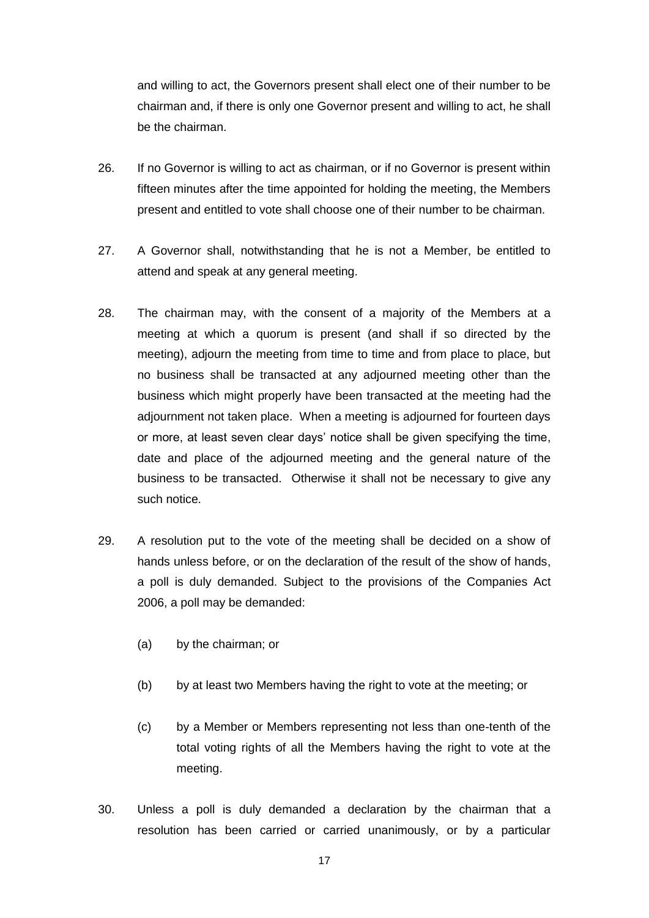and willing to act, the Governors present shall elect one of their number to be chairman and, if there is only one Governor present and willing to act, he shall be the chairman.

26. If no Governor is willing to act as chairman, or if no Governor is present within fifteen minutes after the time appointed for holding the meeting, the Members present and entitled to vote shall choose one of their number to be chairman.

27. A Governor shall, notwithstanding that he is not a Member, be entitled to attend and speak at any general meeting.

28. The chairman may, with the consent of a majority of the Members at a meeting at which a quorum is present (and shall if so directed by the meeting), adjourn the meeting from time to time and from place to place, but no business shall be transacted at any adjourned meeting other than the business which might properly have been transacted at the meeting had the adjournment not taken place. When a meeting is adjourned for fourteen days or more, at least seven clear days' notice shall be given specifying the time, date and place of the adjourned meeting and the general nature of the business to be transacted. Otherwise it shall not be necessary to give any such notice.

29. A resolution put to the vote of the meeting shall be decided on a show of hands unless before, or on the declaration of the result of the show of hands, a poll is duly demanded. Subject to the provisions of the Companies Act 2006, a poll may be demanded:

    (a) by the chairman; or

    (b) by at least two Members having the right to vote at the meeting; or

    (c) by a Member or Members representing not less than one-tenth of the total voting rights of all the Members having the right to vote at the meeting.

30. Unless a poll is duly demanded a declaration by the chairman that a resolution has been carried or carried unanimously, or by a particular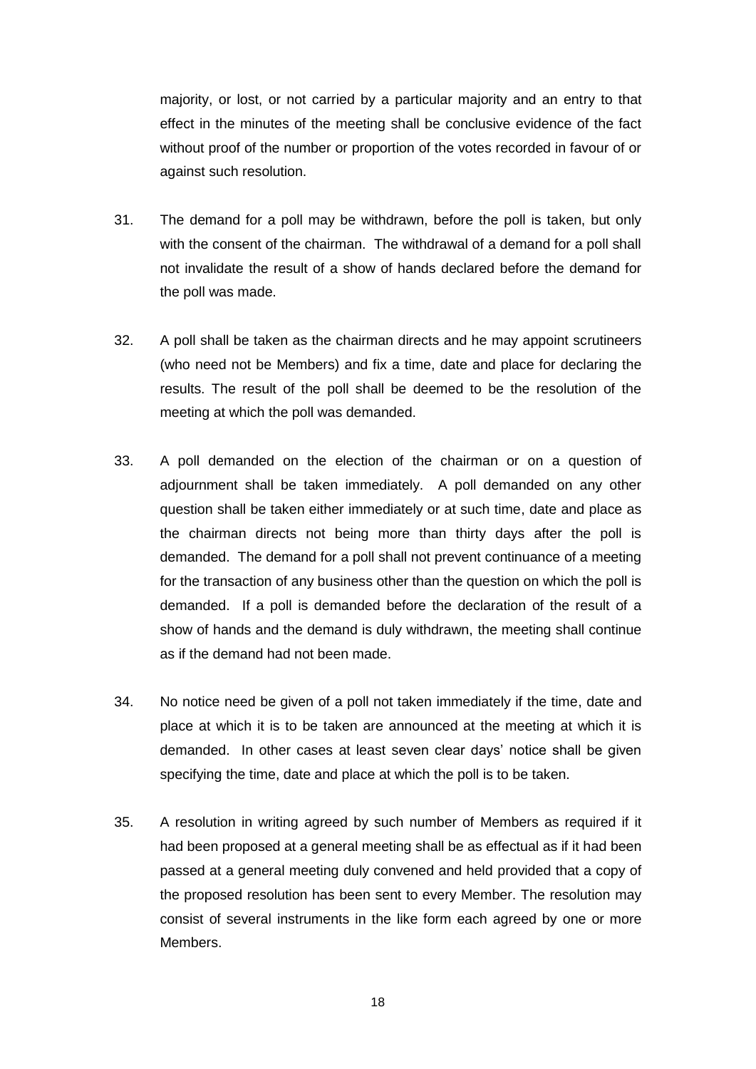majority, or lost, or not carried by a particular majority and an entry to that effect in the minutes of the meeting shall be conclusive evidence of the fact without proof of the number or proportion of the votes recorded in favour of or against such resolution.

31. The demand for a poll may be withdrawn, before the poll is taken, but only with the consent of the chairman. The withdrawal of a demand for a poll shall not invalidate the result of a show of hands declared before the demand for the poll was made.

32. A poll shall be taken as the chairman directs and he may appoint scrutineers (who need not be Members) and fix a time, date and place for declaring the results. The result of the poll shall be deemed to be the resolution of the meeting at which the poll was demanded.

33. A poll demanded on the election of the chairman or on a question of adjournment shall be taken immediately. A poll demanded on any other question shall be taken either immediately or at such time, date and place as the chairman directs not being more than thirty days after the poll is demanded. The demand for a poll shall not prevent continuance of a meeting for the transaction of any business other than the question on which the poll is demanded. If a poll is demanded before the declaration of the result of a show of hands and the demand is duly withdrawn, the meeting shall continue as if the demand had not been made.

34. No notice need be given of a poll not taken immediately if the time, date and place at which it is to be taken are announced at the meeting at which it is demanded. In other cases at least seven clear days' notice shall be given specifying the time, date and place at which the poll is to be taken.

35. A resolution in writing agreed by such number of Members as required if it had been proposed at a general meeting shall be as effectual as if it had been passed at a general meeting duly convened and held provided that a copy of the proposed resolution has been sent to every Member. The resolution may consist of several instruments in the like form each agreed by one or more Members.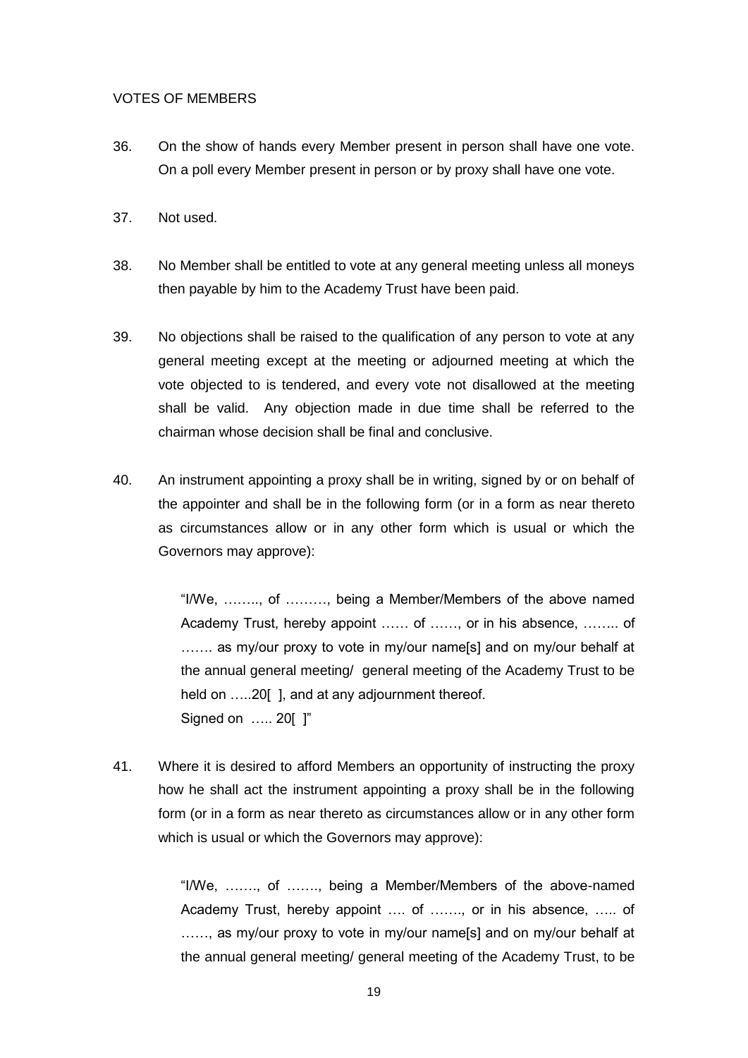VOTES OF MEMBERS

36. On the show of hands every Member present in person shall have one vote. On a poll every Member present in person or by proxy shall have one vote.

37. Not used.

38. No Member shall be entitled to vote at any general meeting unless all moneys then payable by him to the Academy Trust have been paid.

39. No objections shall be raised to the qualification of any person to vote at any general meeting except at the meeting or adjourned meeting at which the vote objected to is tendered, and every vote not disallowed at the meeting shall be valid. Any objection made in due time shall be referred to the chairman whose decision shall be final and conclusive.

40. An instrument appointing a proxy shall be in writing, signed by or on behalf of the appointer and shall be in the following form (or in a form as near thereto as circumstances allow or in any other form which is usual or which the Governors may approve):

> "I/We, …….., of ………, being a Member/Members of the above named Academy Trust, hereby appoint …… of ……, or in his absence, …….. of ……. as my/our proxy to vote in my/our name[s] and on my/our behalf at the annual general meeting/ general meeting of the Academy Trust to be held on …..20[ ], and at any adjournment thereof.
> Signed on ….. 20[ ]"

41. Where it is desired to afford Members an opportunity of instructing the proxy how he shall act the instrument appointing a proxy shall be in the following form (or in a form as near thereto as circumstances allow or in any other form which is usual or which the Governors may approve):

> "I/We, ……., of ……., being a Member/Members of the above-named Academy Trust, hereby appoint …. of ……., or in his absence, ….. of ……, as my/our proxy to vote in my/our name[s] and on my/our behalf at the annual general meeting/ general meeting of the Academy Trust, to be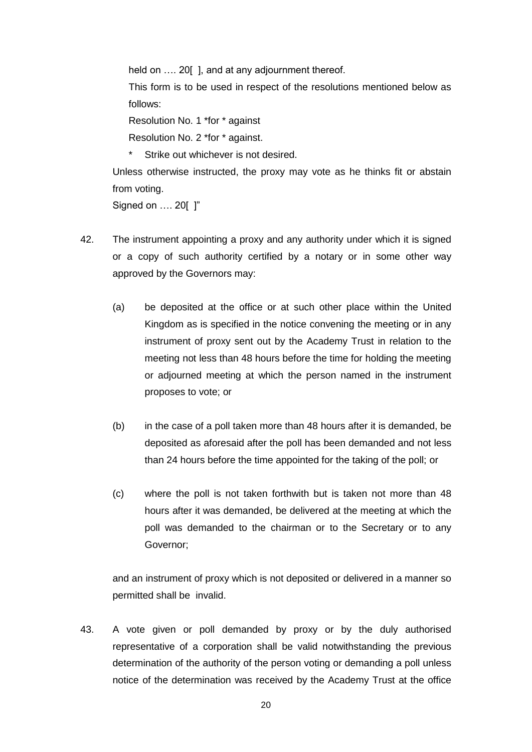held on …. 20[ ], and at any adjournment thereof.

This form is to be used in respect of the resolutions mentioned below as follows:

Resolution No. 1 *for * against

Resolution No. 2 *for * against.

\* Strike out whichever is not desired.

Unless otherwise instructed, the proxy may vote as he thinks fit or abstain from voting.

Signed on …. 20[ ]"

42. The instrument appointing a proxy and any authority under which it is signed or a copy of such authority certified by a notary or in some other way approved by the Governors may:

    (a) be deposited at the office or at such other place within the United Kingdom as is specified in the notice convening the meeting or in any instrument of proxy sent out by the Academy Trust in relation to the meeting not less than 48 hours before the time for holding the meeting or adjourned meeting at which the person named in the instrument proposes to vote; or

    (b) in the case of a poll taken more than 48 hours after it is demanded, be deposited as aforesaid after the poll has been demanded and not less than 24 hours before the time appointed for the taking of the poll; or

    (c) where the poll is not taken forthwith but is taken not more than 48 hours after it was demanded, be delivered at the meeting at which the poll was demanded to the chairman or to the Secretary or to any Governor;

    and an instrument of proxy which is not deposited or delivered in a manner so permitted shall be invalid.

43. A vote given or poll demanded by proxy or by the duly authorised representative of a corporation shall be valid notwithstanding the previous determination of the authority of the person voting or demanding a poll unless notice of the determination was received by the Academy Trust at the office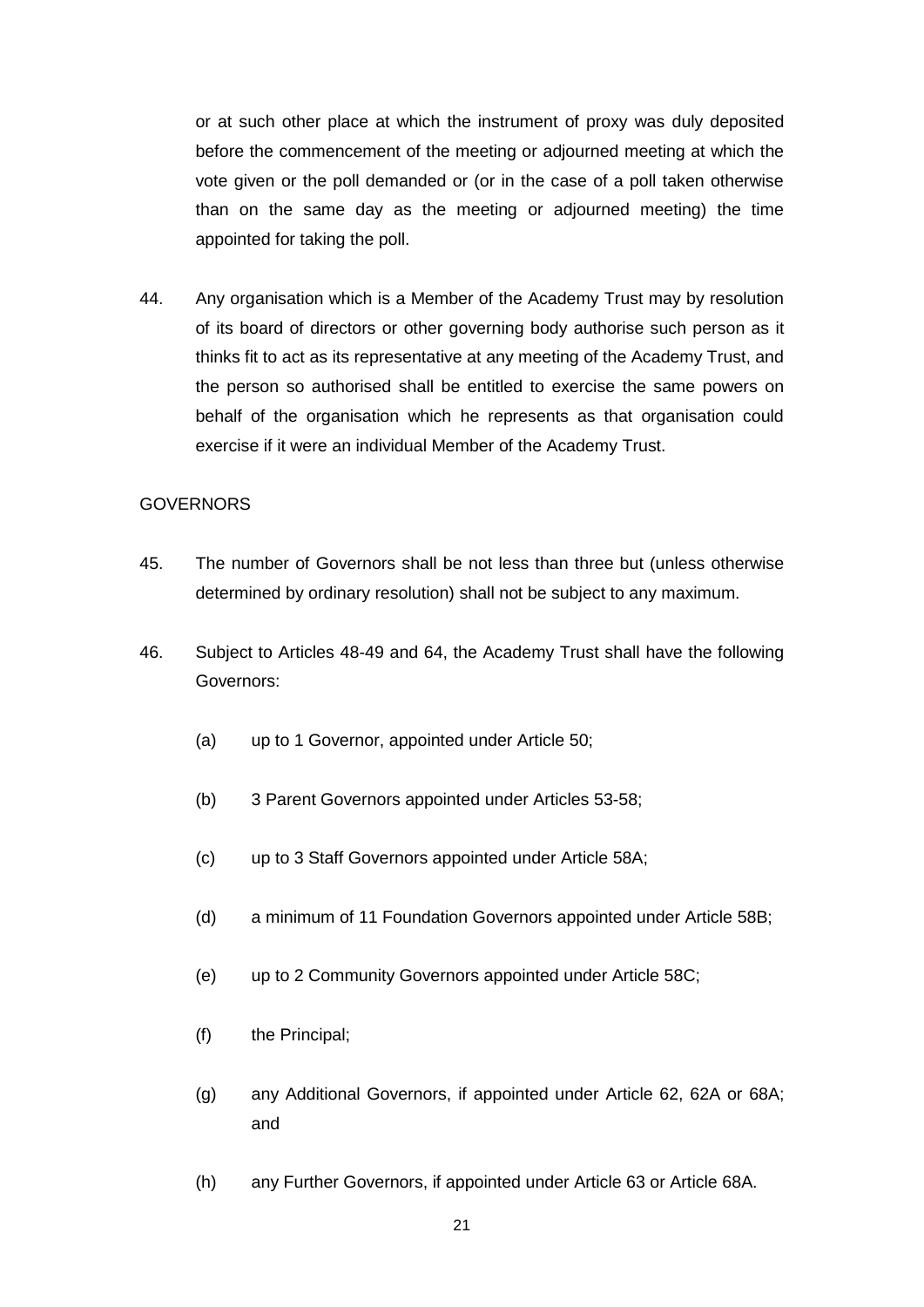or at such other place at which the instrument of proxy was duly deposited before the commencement of the meeting or adjourned meeting at which the vote given or the poll demanded or (or in the case of a poll taken otherwise than on the same day as the meeting or adjourned meeting) the time appointed for taking the poll.

44. Any organisation which is a Member of the Academy Trust may by resolution of its board of directors or other governing body authorise such person as it thinks fit to act as its representative at any meeting of the Academy Trust, and the person so authorised shall be entitled to exercise the same powers on behalf of the organisation which he represents as that organisation could exercise if it were an individual Member of the Academy Trust.

GOVERNORS

45. The number of Governors shall be not less than three but (unless otherwise determined by ordinary resolution) shall not be subject to any maximum.

46. Subject to Articles 48-49 and 64, the Academy Trust shall have the following Governors:

   (a) up to 1 Governor, appointed under Article 50;

   (b) 3 Parent Governors appointed under Articles 53-58;

   (c) up to 3 Staff Governors appointed under Article 58A;

   (d) a minimum of 11 Foundation Governors appointed under Article 58B;

   (e) up to 2 Community Governors appointed under Article 58C;

   (f) the Principal;

   (g) any Additional Governors, if appointed under Article 62, 62A or 68A; and

   (h) any Further Governors, if appointed under Article 63 or Article 68A.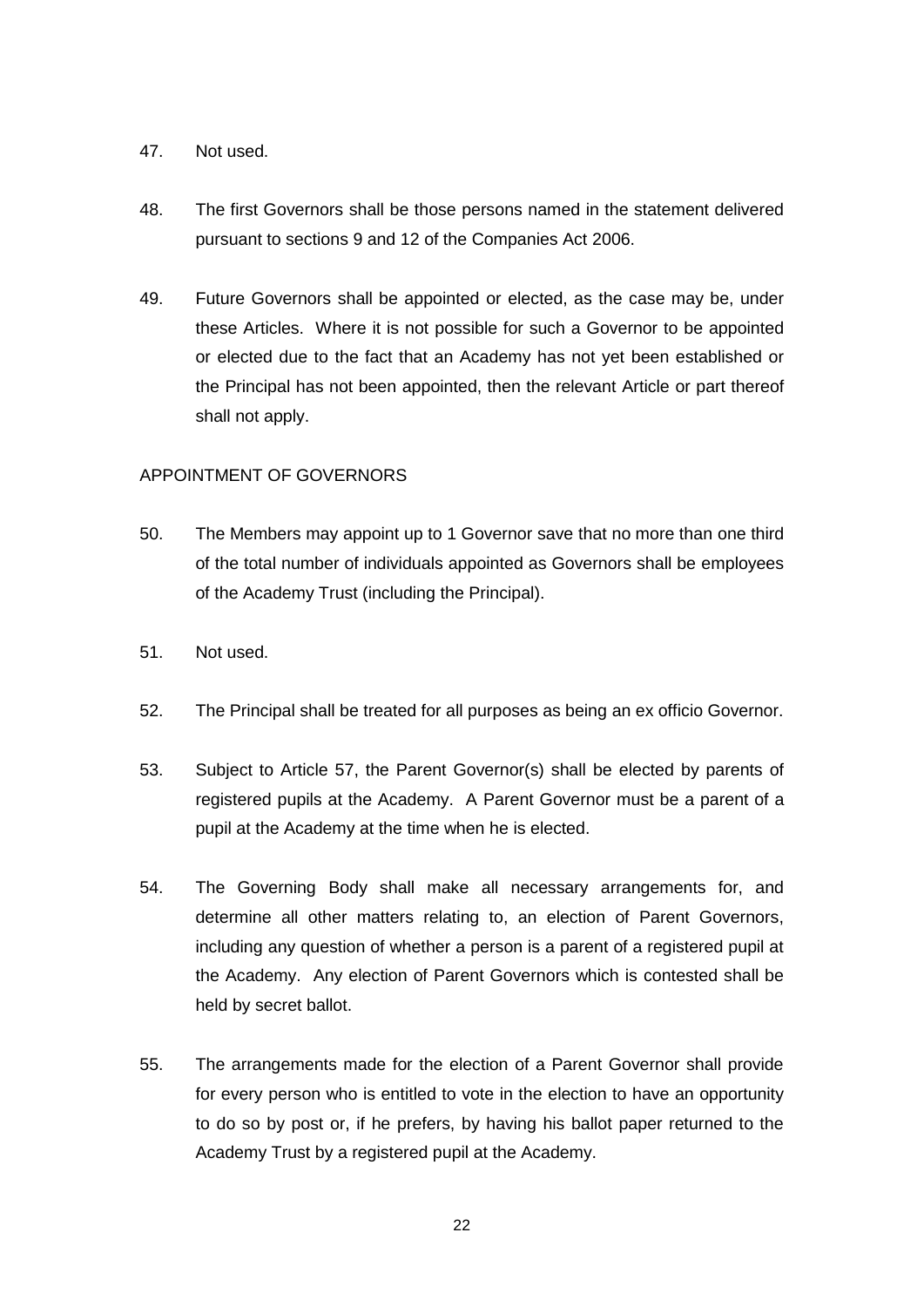47. Not used.

48. The first Governors shall be those persons named in the statement delivered pursuant to sections 9 and 12 of the Companies Act 2006.

49. Future Governors shall be appointed or elected, as the case may be, under these Articles. Where it is not possible for such a Governor to be appointed or elected due to the fact that an Academy has not yet been established or the Principal has not been appointed, then the relevant Article or part thereof shall not apply.

## APPOINTMENT OF GOVERNORS

50. The Members may appoint up to 1 Governor save that no more than one third of the total number of individuals appointed as Governors shall be employees of the Academy Trust (including the Principal).

51. Not used.

52. The Principal shall be treated for all purposes as being an ex officio Governor.

53. Subject to Article 57, the Parent Governor(s) shall be elected by parents of registered pupils at the Academy. A Parent Governor must be a parent of a pupil at the Academy at the time when he is elected.

54. The Governing Body shall make all necessary arrangements for, and determine all other matters relating to, an election of Parent Governors, including any question of whether a person is a parent of a registered pupil at the Academy. Any election of Parent Governors which is contested shall be held by secret ballot.

55. The arrangements made for the election of a Parent Governor shall provide for every person who is entitled to vote in the election to have an opportunity to do so by post or, if he prefers, by having his ballot paper returned to the Academy Trust by a registered pupil at the Academy.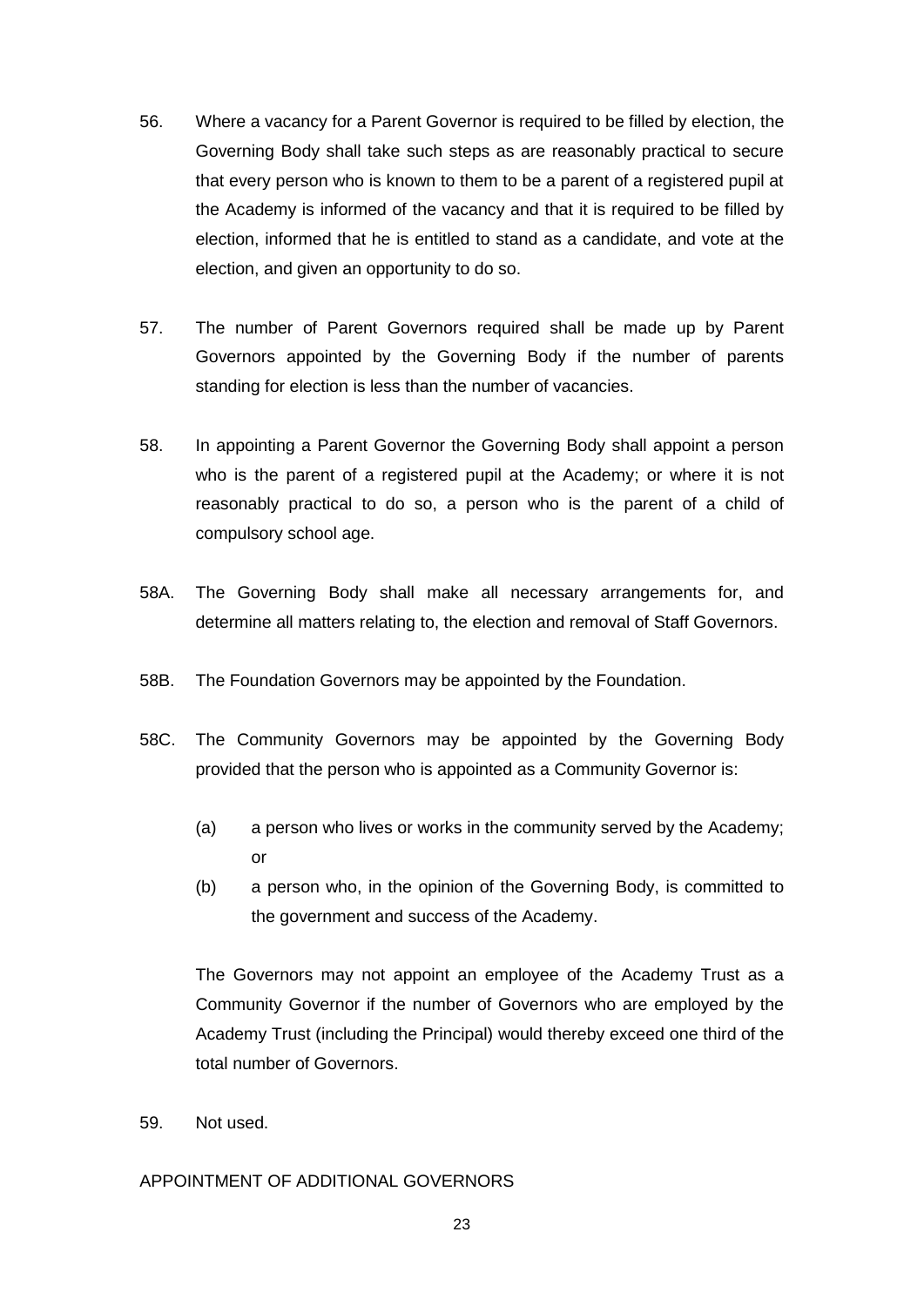56. Where a vacancy for a Parent Governor is required to be filled by election, the Governing Body shall take such steps as are reasonably practical to secure that every person who is known to them to be a parent of a registered pupil at the Academy is informed of the vacancy and that it is required to be filled by election, informed that he is entitled to stand as a candidate, and vote at the election, and given an opportunity to do so.

57. The number of Parent Governors required shall be made up by Parent Governors appointed by the Governing Body if the number of parents standing for election is less than the number of vacancies.

58. In appointing a Parent Governor the Governing Body shall appoint a person who is the parent of a registered pupil at the Academy; or where it is not reasonably practical to do so, a person who is the parent of a child of compulsory school age.

58A. The Governing Body shall make all necessary arrangements for, and determine all matters relating to, the election and removal of Staff Governors.

58B. The Foundation Governors may be appointed by the Foundation.

58C. The Community Governors may be appointed by the Governing Body provided that the person who is appointed as a Community Governor is:

(a) a person who lives or works in the community served by the Academy; or

(b) a person who, in the opinion of the Governing Body, is committed to the government and success of the Academy.

The Governors may not appoint an employee of the Academy Trust as a Community Governor if the number of Governors who are employed by the Academy Trust (including the Principal) would thereby exceed one third of the total number of Governors.

59. Not used.

APPOINTMENT OF ADDITIONAL GOVERNORS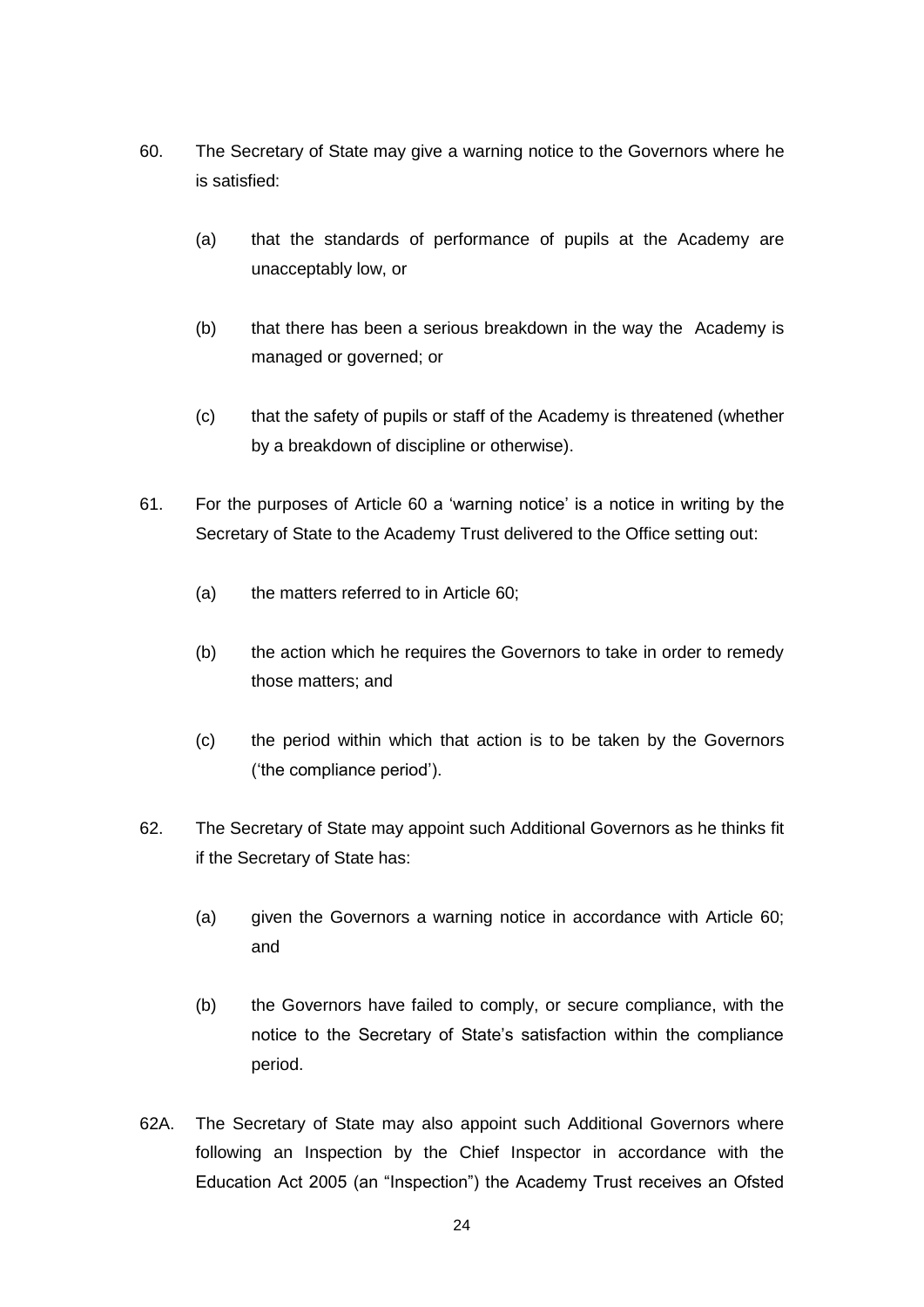60. The Secretary of State may give a warning notice to the Governors where he is satisfied:

    (a) that the standards of performance of pupils at the Academy are unacceptably low, or

    (b) that there has been a serious breakdown in the way the Academy is managed or governed; or

    (c) that the safety of pupils or staff of the Academy is threatened (whether by a breakdown of discipline or otherwise).

61. For the purposes of Article 60 a 'warning notice' is a notice in writing by the Secretary of State to the Academy Trust delivered to the Office setting out:

    (a) the matters referred to in Article 60;

    (b) the action which he requires the Governors to take in order to remedy those matters; and

    (c) the period within which that action is to be taken by the Governors ('the compliance period').

62. The Secretary of State may appoint such Additional Governors as he thinks fit if the Secretary of State has:

    (a) given the Governors a warning notice in accordance with Article 60; and

    (b) the Governors have failed to comply, or secure compliance, with the notice to the Secretary of State's satisfaction within the compliance period.

62A. The Secretary of State may also appoint such Additional Governors where following an Inspection by the Chief Inspector in accordance with the Education Act 2005 (an "Inspection") the Academy Trust receives an Ofsted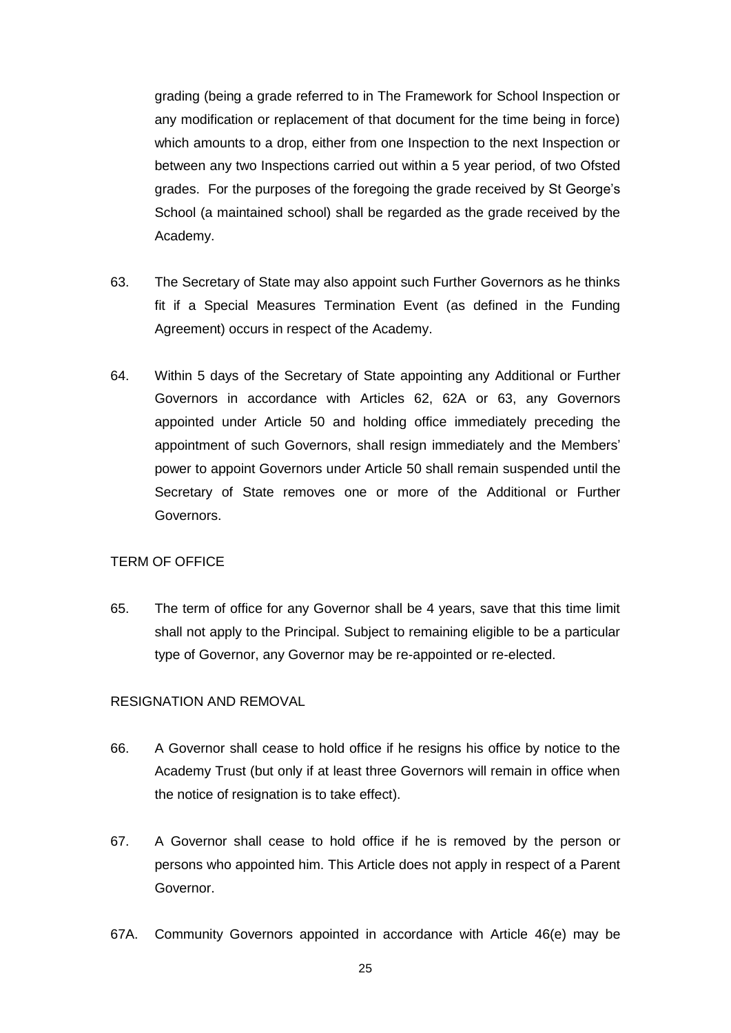grading (being a grade referred to in The Framework for School Inspection or any modification or replacement of that document for the time being in force) which amounts to a drop, either from one Inspection to the next Inspection or between any two Inspections carried out within a 5 year period, of two Ofsted grades. For the purposes of the foregoing the grade received by St George's School (a maintained school) shall be regarded as the grade received by the Academy.

63. The Secretary of State may also appoint such Further Governors as he thinks fit if a Special Measures Termination Event (as defined in the Funding Agreement) occurs in respect of the Academy.

64. Within 5 days of the Secretary of State appointing any Additional or Further Governors in accordance with Articles 62, 62A or 63, any Governors appointed under Article 50 and holding office immediately preceding the appointment of such Governors, shall resign immediately and the Members' power to appoint Governors under Article 50 shall remain suspended until the Secretary of State removes one or more of the Additional or Further Governors.

TERM OF OFFICE

65. The term of office for any Governor shall be 4 years, save that this time limit shall not apply to the Principal. Subject to remaining eligible to be a particular type of Governor, any Governor may be re-appointed or re-elected.

RESIGNATION AND REMOVAL

66. A Governor shall cease to hold office if he resigns his office by notice to the Academy Trust (but only if at least three Governors will remain in office when the notice of resignation is to take effect).

67. A Governor shall cease to hold office if he is removed by the person or persons who appointed him. This Article does not apply in respect of a Parent Governor.

67A. Community Governors appointed in accordance with Article 46(e) may be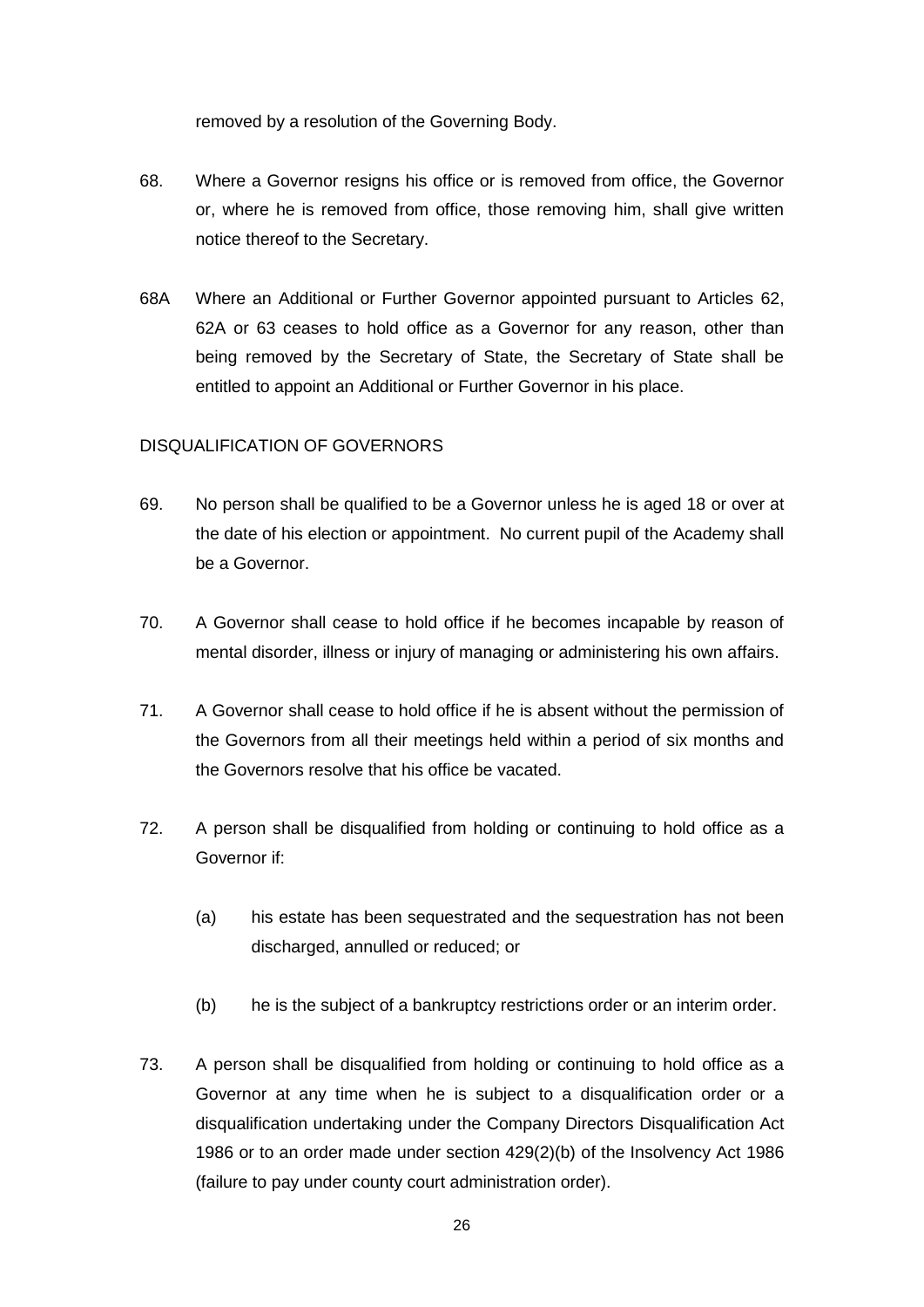removed by a resolution of the Governing Body.

68. Where a Governor resigns his office or is removed from office, the Governor or, where he is removed from office, those removing him, shall give written notice thereof to the Secretary.

68A Where an Additional or Further Governor appointed pursuant to Articles 62, 62A or 63 ceases to hold office as a Governor for any reason, other than being removed by the Secretary of State, the Secretary of State shall be entitled to appoint an Additional or Further Governor in his place.

## DISQUALIFICATION OF GOVERNORS

69. No person shall be qualified to be a Governor unless he is aged 18 or over at the date of his election or appointment. No current pupil of the Academy shall be a Governor.

70. A Governor shall cease to hold office if he becomes incapable by reason of mental disorder, illness or injury of managing or administering his own affairs.

71. A Governor shall cease to hold office if he is absent without the permission of the Governors from all their meetings held within a period of six months and the Governors resolve that his office be vacated.

72. A person shall be disqualified from holding or continuing to hold office as a Governor if:

    (a) his estate has been sequestrated and the sequestration has not been discharged, annulled or reduced; or

    (b) he is the subject of a bankruptcy restrictions order or an interim order.

73. A person shall be disqualified from holding or continuing to hold office as a Governor at any time when he is subject to a disqualification order or a disqualification undertaking under the Company Directors Disqualification Act 1986 or to an order made under section 429(2)(b) of the Insolvency Act 1986 (failure to pay under county court administration order).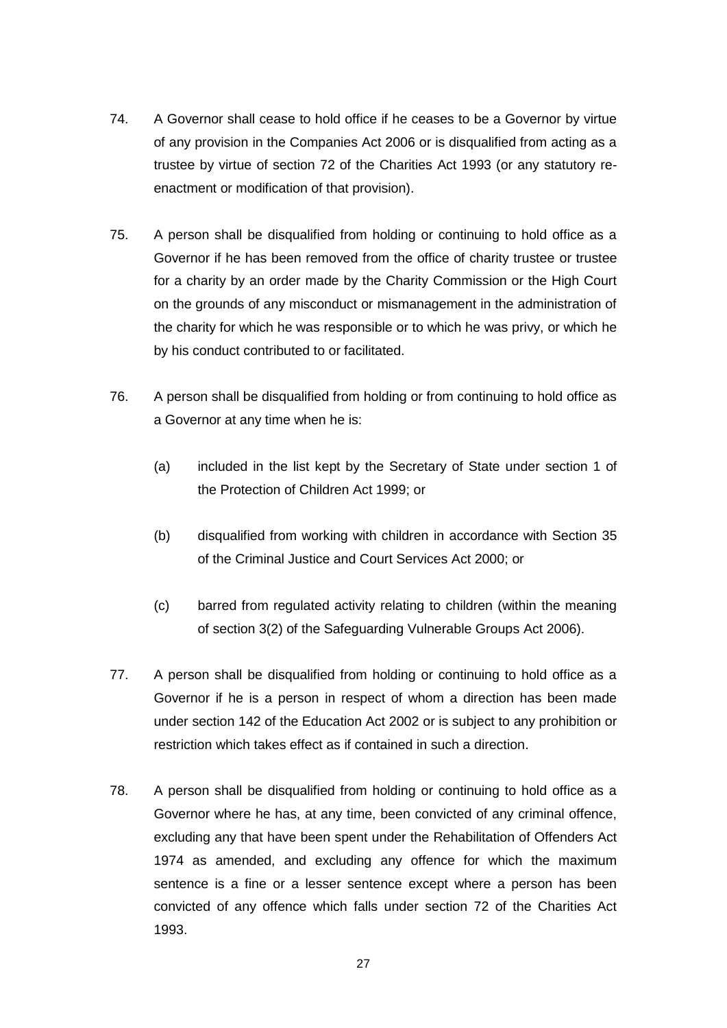74. A Governor shall cease to hold office if he ceases to be a Governor by virtue of any provision in the Companies Act 2006 or is disqualified from acting as a trustee by virtue of section 72 of the Charities Act 1993 (or any statutory re-enactment or modification of that provision).

75. A person shall be disqualified from holding or continuing to hold office as a Governor if he has been removed from the office of charity trustee or trustee for a charity by an order made by the Charity Commission or the High Court on the grounds of any misconduct or mismanagement in the administration of the charity for which he was responsible or to which he was privy, or which he by his conduct contributed to or facilitated.

76. A person shall be disqualified from holding or from continuing to hold office as a Governor at any time when he is:

    (a) included in the list kept by the Secretary of State under section 1 of the Protection of Children Act 1999; or

    (b) disqualified from working with children in accordance with Section 35 of the Criminal Justice and Court Services Act 2000; or

    (c) barred from regulated activity relating to children (within the meaning of section 3(2) of the Safeguarding Vulnerable Groups Act 2006).

77. A person shall be disqualified from holding or continuing to hold office as a Governor if he is a person in respect of whom a direction has been made under section 142 of the Education Act 2002 or is subject to any prohibition or restriction which takes effect as if contained in such a direction.

78. A person shall be disqualified from holding or continuing to hold office as a Governor where he has, at any time, been convicted of any criminal offence, excluding any that have been spent under the Rehabilitation of Offenders Act 1974 as amended, and excluding any offence for which the maximum sentence is a fine or a lesser sentence except where a person has been convicted of any offence which falls under section 72 of the Charities Act 1993.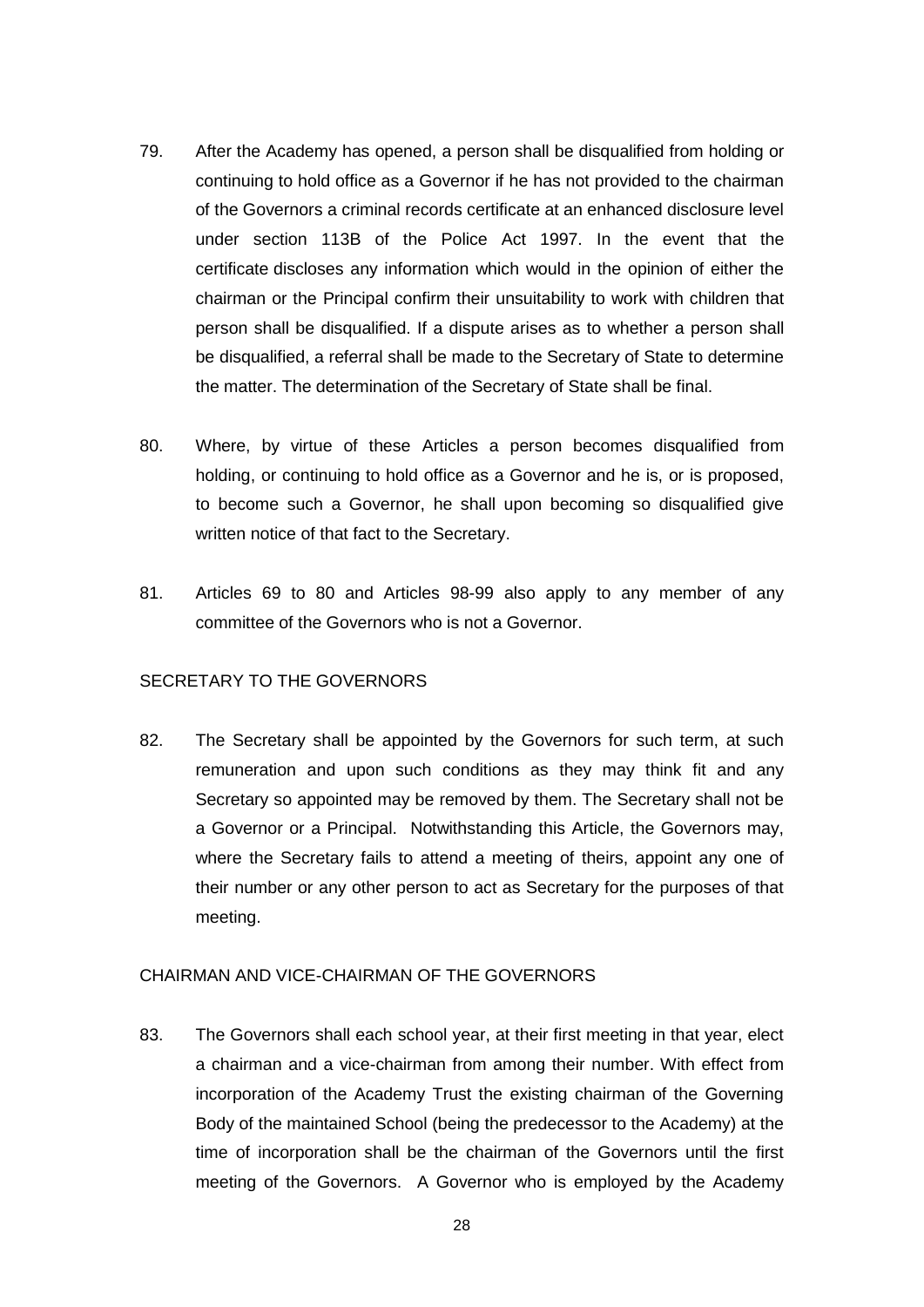79. After the Academy has opened, a person shall be disqualified from holding or continuing to hold office as a Governor if he has not provided to the chairman of the Governors a criminal records certificate at an enhanced disclosure level under section 113B of the Police Act 1997. In the event that the certificate discloses any information which would in the opinion of either the chairman or the Principal confirm their unsuitability to work with children that person shall be disqualified. If a dispute arises as to whether a person shall be disqualified, a referral shall be made to the Secretary of State to determine the matter. The determination of the Secretary of State shall be final.

80. Where, by virtue of these Articles a person becomes disqualified from holding, or continuing to hold office as a Governor and he is, or is proposed, to become such a Governor, he shall upon becoming so disqualified give written notice of that fact to the Secretary.

81. Articles 69 to 80 and Articles 98-99 also apply to any member of any committee of the Governors who is not a Governor.

SECRETARY TO THE GOVERNORS

82. The Secretary shall be appointed by the Governors for such term, at such remuneration and upon such conditions as they may think fit and any Secretary so appointed may be removed by them. The Secretary shall not be a Governor or a Principal. Notwithstanding this Article, the Governors may, where the Secretary fails to attend a meeting of theirs, appoint any one of their number or any other person to act as Secretary for the purposes of that meeting.

CHAIRMAN AND VICE-CHAIRMAN OF THE GOVERNORS

83. The Governors shall each school year, at their first meeting in that year, elect a chairman and a vice-chairman from among their number. With effect from incorporation of the Academy Trust the existing chairman of the Governing Body of the maintained School (being the predecessor to the Academy) at the time of incorporation shall be the chairman of the Governors until the first meeting of the Governors. A Governor who is employed by the Academy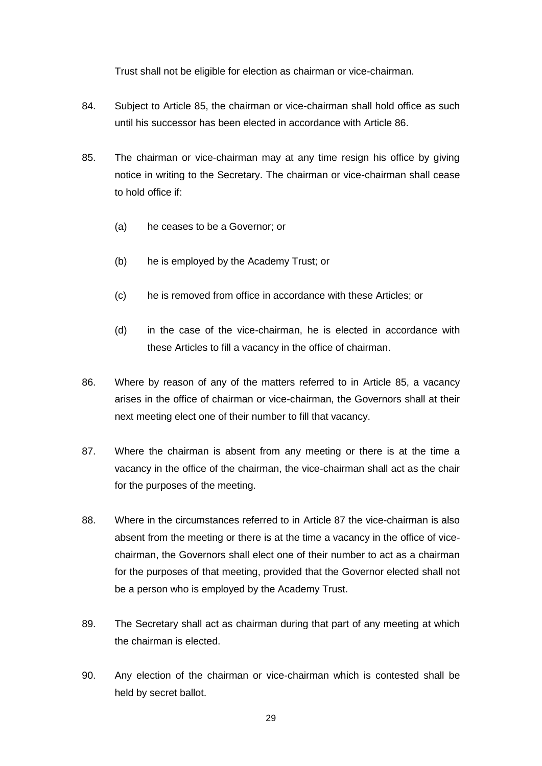Trust shall not be eligible for election as chairman or vice-chairman.

84. Subject to Article 85, the chairman or vice-chairman shall hold office as such until his successor has been elected in accordance with Article 86.

85. The chairman or vice-chairman may at any time resign his office by giving notice in writing to the Secretary. The chairman or vice-chairman shall cease to hold office if:

    (a) he ceases to be a Governor; or

    (b) he is employed by the Academy Trust; or

    (c) he is removed from office in accordance with these Articles; or

    (d) in the case of the vice-chairman, he is elected in accordance with these Articles to fill a vacancy in the office of chairman.

86. Where by reason of any of the matters referred to in Article 85, a vacancy arises in the office of chairman or vice-chairman, the Governors shall at their next meeting elect one of their number to fill that vacancy.

87. Where the chairman is absent from any meeting or there is at the time a vacancy in the office of the chairman, the vice-chairman shall act as the chair for the purposes of the meeting.

88. Where in the circumstances referred to in Article 87 the vice-chairman is also absent from the meeting or there is at the time a vacancy in the office of vice-chairman, the Governors shall elect one of their number to act as a chairman for the purposes of that meeting, provided that the Governor elected shall not be a person who is employed by the Academy Trust.

89. The Secretary shall act as chairman during that part of any meeting at which the chairman is elected.

90. Any election of the chairman or vice-chairman which is contested shall be held by secret ballot.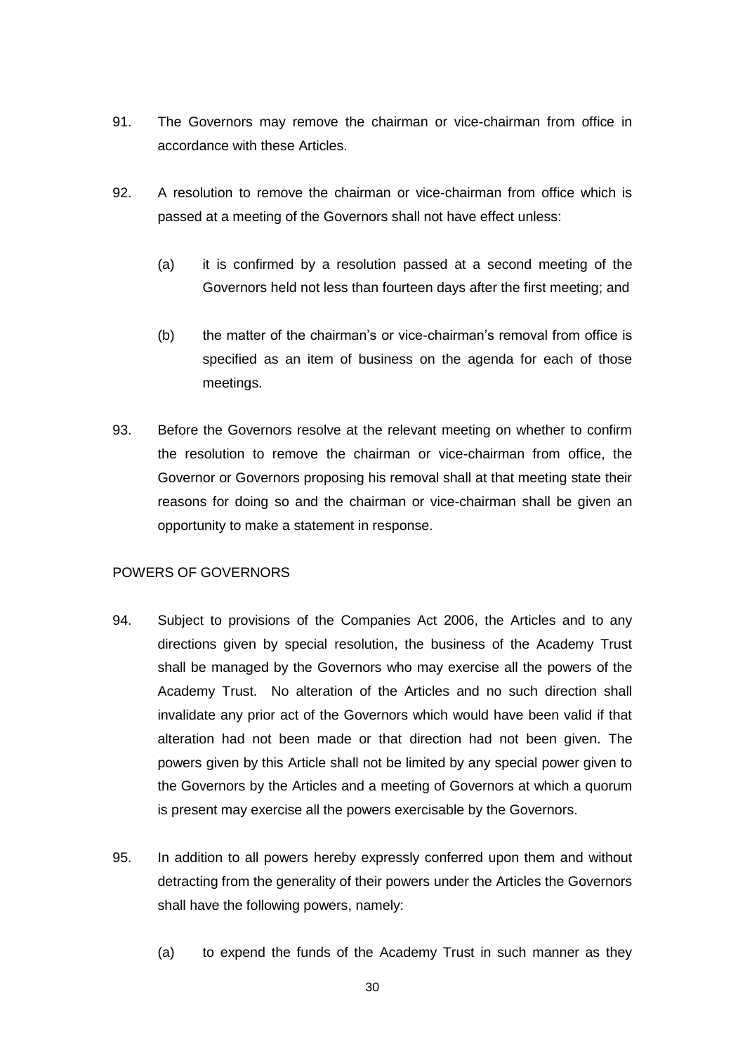91. The Governors may remove the chairman or vice-chairman from office in accordance with these Articles.

92. A resolution to remove the chairman or vice-chairman from office which is passed at a meeting of the Governors shall not have effect unless:

    (a) it is confirmed by a resolution passed at a second meeting of the Governors held not less than fourteen days after the first meeting; and

    (b) the matter of the chairman's or vice-chairman's removal from office is specified as an item of business on the agenda for each of those meetings.

93. Before the Governors resolve at the relevant meeting on whether to confirm the resolution to remove the chairman or vice-chairman from office, the Governor or Governors proposing his removal shall at that meeting state their reasons for doing so and the chairman or vice-chairman shall be given an opportunity to make a statement in response.

POWERS OF GOVERNORS

94. Subject to provisions of the Companies Act 2006, the Articles and to any directions given by special resolution, the business of the Academy Trust shall be managed by the Governors who may exercise all the powers of the Academy Trust. No alteration of the Articles and no such direction shall invalidate any prior act of the Governors which would have been valid if that alteration had not been made or that direction had not been given. The powers given by this Article shall not be limited by any special power given to the Governors by the Articles and a meeting of Governors at which a quorum is present may exercise all the powers exercisable by the Governors.

95. In addition to all powers hereby expressly conferred upon them and without detracting from the generality of their powers under the Articles the Governors shall have the following powers, namely:

    (a) to expend the funds of the Academy Trust in such manner as they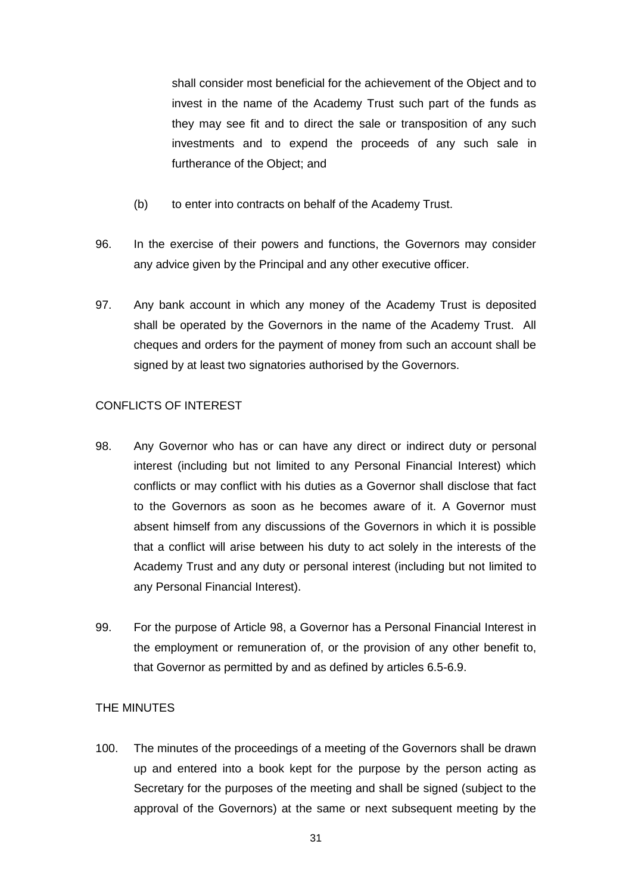shall consider most beneficial for the achievement of the Object and to invest in the name of the Academy Trust such part of the funds as they may see fit and to direct the sale or transposition of any such investments and to expend the proceeds of any such sale in furtherance of the Object; and

(b) to enter into contracts on behalf of the Academy Trust.

96. In the exercise of their powers and functions, the Governors may consider any advice given by the Principal and any other executive officer.

97. Any bank account in which any money of the Academy Trust is deposited shall be operated by the Governors in the name of the Academy Trust. All cheques and orders for the payment of money from such an account shall be signed by at least two signatories authorised by the Governors.

CONFLICTS OF INTEREST

98. Any Governor who has or can have any direct or indirect duty or personal interest (including but not limited to any Personal Financial Interest) which conflicts or may conflict with his duties as a Governor shall disclose that fact to the Governors as soon as he becomes aware of it. A Governor must absent himself from any discussions of the Governors in which it is possible that a conflict will arise between his duty to act solely in the interests of the Academy Trust and any duty or personal interest (including but not limited to any Personal Financial Interest).

99. For the purpose of Article 98, a Governor has a Personal Financial Interest in the employment or remuneration of, or the provision of any other benefit to, that Governor as permitted by and as defined by articles 6.5-6.9.

THE MINUTES

100. The minutes of the proceedings of a meeting of the Governors shall be drawn up and entered into a book kept for the purpose by the person acting as Secretary for the purposes of the meeting and shall be signed (subject to the approval of the Governors) at the same or next subsequent meeting by the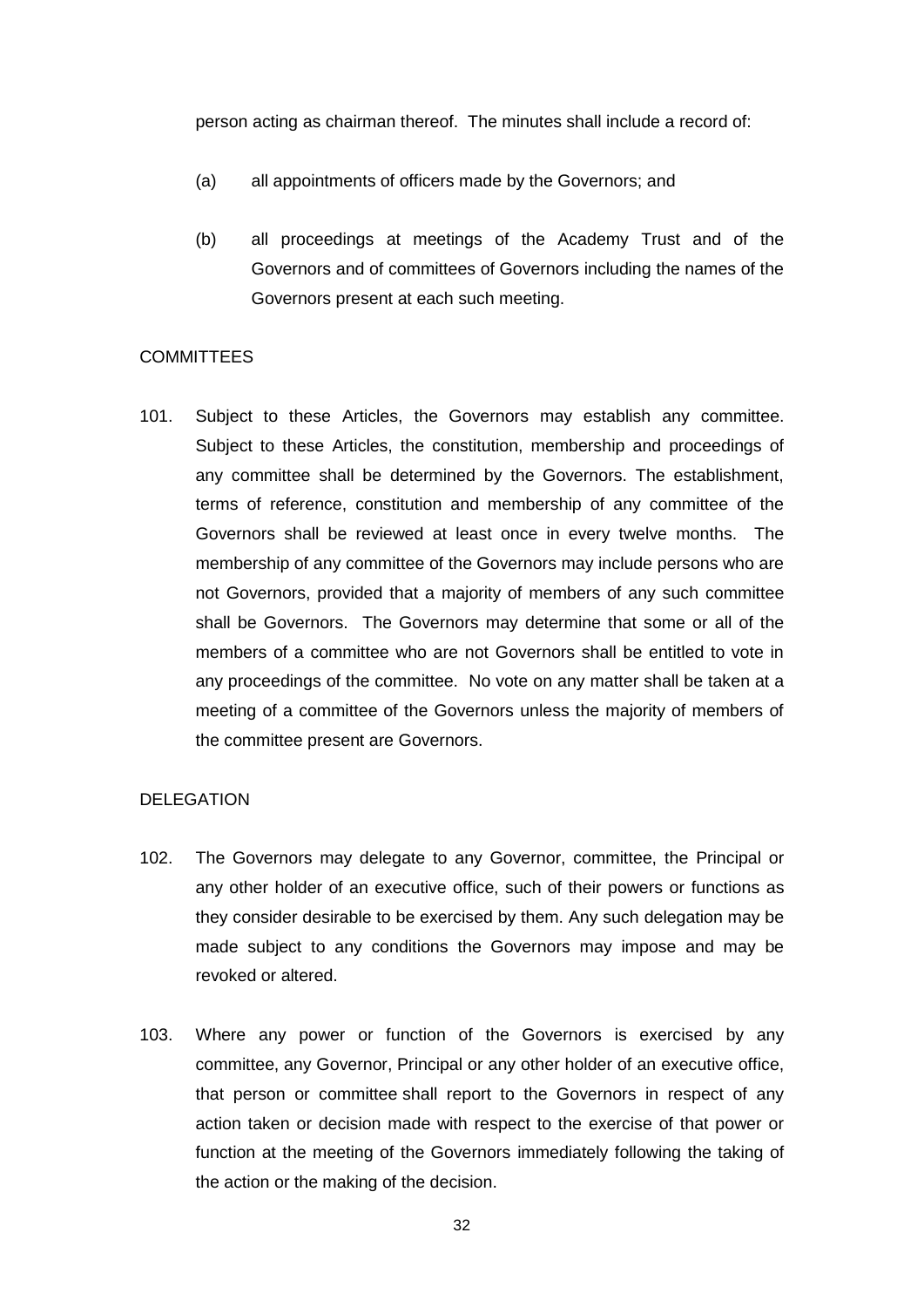person acting as chairman thereof. The minutes shall include a record of:

(a) all appointments of officers made by the Governors; and

(b) all proceedings at meetings of the Academy Trust and of the Governors and of committees of Governors including the names of the Governors present at each such meeting.

COMMITTEES

101. Subject to these Articles, the Governors may establish any committee. Subject to these Articles, the constitution, membership and proceedings of any committee shall be determined by the Governors. The establishment, terms of reference, constitution and membership of any committee of the Governors shall be reviewed at least once in every twelve months. The membership of any committee of the Governors may include persons who are not Governors, provided that a majority of members of any such committee shall be Governors. The Governors may determine that some or all of the members of a committee who are not Governors shall be entitled to vote in any proceedings of the committee. No vote on any matter shall be taken at a meeting of a committee of the Governors unless the majority of members of the committee present are Governors.

DELEGATION

102. The Governors may delegate to any Governor, committee, the Principal or any other holder of an executive office, such of their powers or functions as they consider desirable to be exercised by them. Any such delegation may be made subject to any conditions the Governors may impose and may be revoked or altered.

103. Where any power or function of the Governors is exercised by any committee, any Governor, Principal or any other holder of an executive office, that person or committee shall report to the Governors in respect of any action taken or decision made with respect to the exercise of that power or function at the meeting of the Governors immediately following the taking of the action or the making of the decision.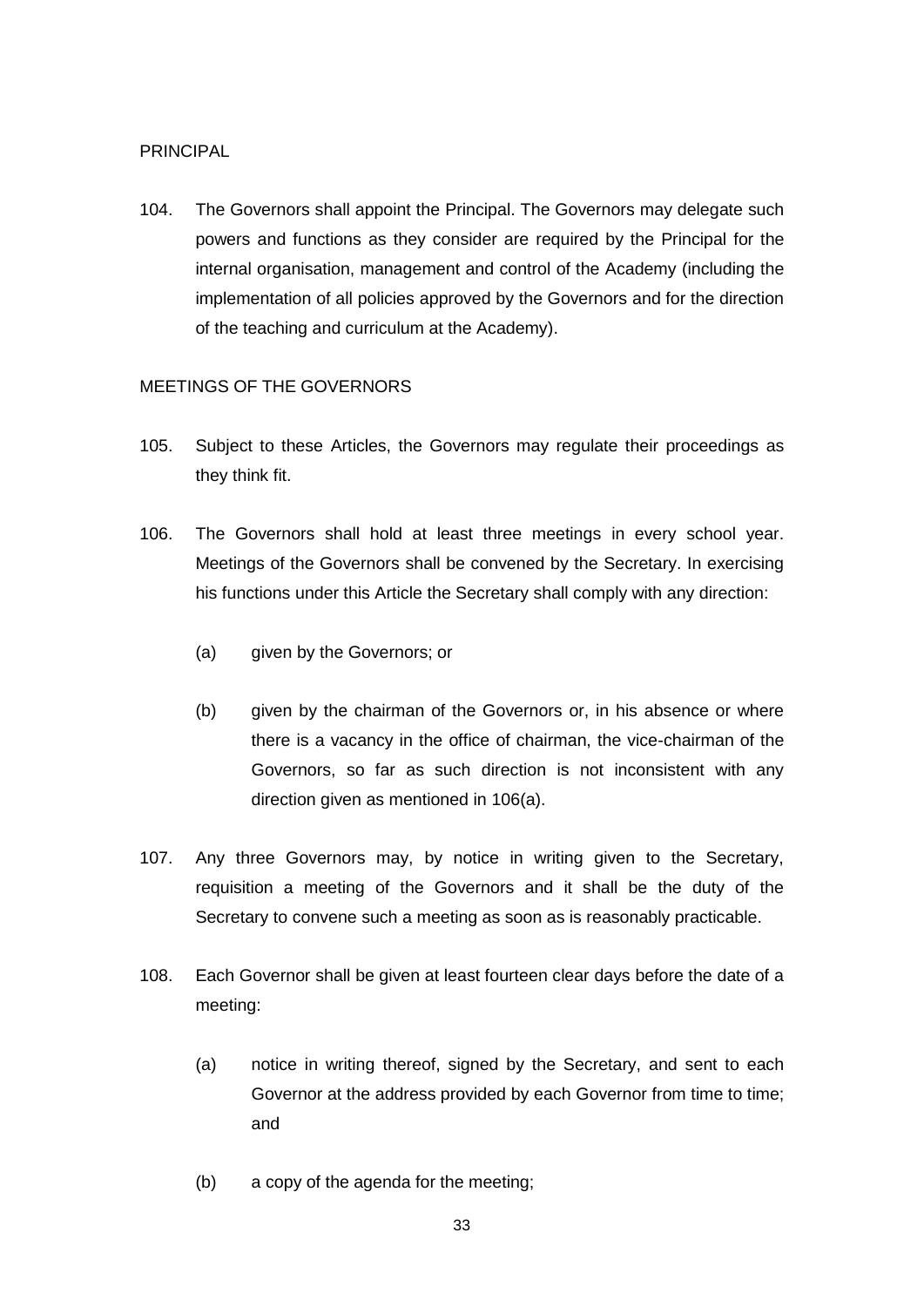## PRINCIPAL

104. The Governors shall appoint the Principal. The Governors may delegate such powers and functions as they consider are required by the Principal for the internal organisation, management and control of the Academy (including the implementation of all policies approved by the Governors and for the direction of the teaching and curriculum at the Academy).

## MEETINGS OF THE GOVERNORS

105. Subject to these Articles, the Governors may regulate their proceedings as they think fit.

106. The Governors shall hold at least three meetings in every school year. Meetings of the Governors shall be convened by the Secretary. In exercising his functions under this Article the Secretary shall comply with any direction:

    (a) given by the Governors; or

    (b) given by the chairman of the Governors or, in his absence or where there is a vacancy in the office of chairman, the vice-chairman of the Governors, so far as such direction is not inconsistent with any direction given as mentioned in 106(a).

107. Any three Governors may, by notice in writing given to the Secretary, requisition a meeting of the Governors and it shall be the duty of the Secretary to convene such a meeting as soon as is reasonably practicable.

108. Each Governor shall be given at least fourteen clear days before the date of a meeting:

    (a) notice in writing thereof, signed by the Secretary, and sent to each Governor at the address provided by each Governor from time to time; and

    (b) a copy of the agenda for the meeting;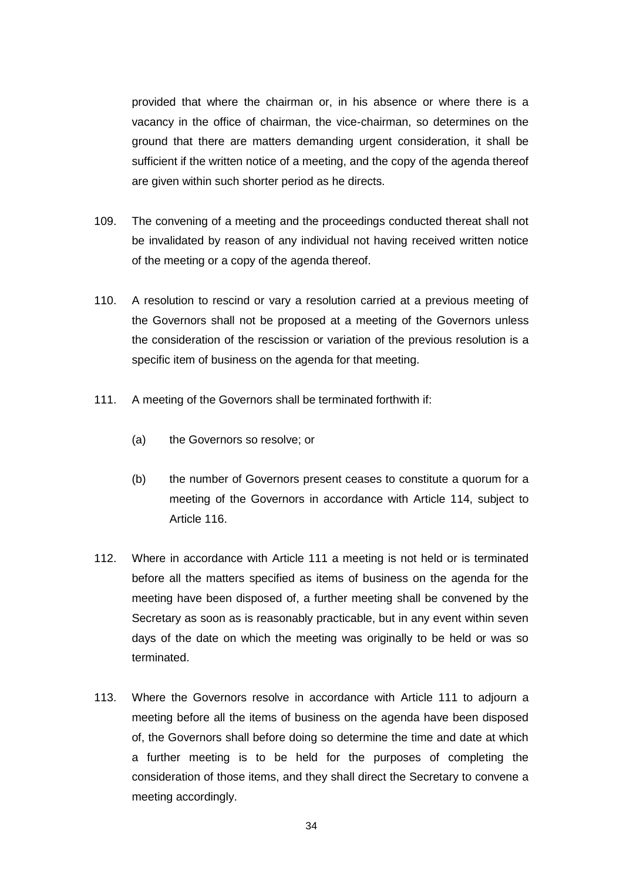provided that where the chairman or, in his absence or where there is a vacancy in the office of chairman, the vice-chairman, so determines on the ground that there are matters demanding urgent consideration, it shall be sufficient if the written notice of a meeting, and the copy of the agenda thereof are given within such shorter period as he directs.

109. The convening of a meeting and the proceedings conducted thereat shall not be invalidated by reason of any individual not having received written notice of the meeting or a copy of the agenda thereof.

110. A resolution to rescind or vary a resolution carried at a previous meeting of the Governors shall not be proposed at a meeting of the Governors unless the consideration of the rescission or variation of the previous resolution is a specific item of business on the agenda for that meeting.

111. A meeting of the Governors shall be terminated forthwith if:

   (a) the Governors so resolve; or

   (b) the number of Governors present ceases to constitute a quorum for a meeting of the Governors in accordance with Article 114, subject to Article 116.

112. Where in accordance with Article 111 a meeting is not held or is terminated before all the matters specified as items of business on the agenda for the meeting have been disposed of, a further meeting shall be convened by the Secretary as soon as is reasonably practicable, but in any event within seven days of the date on which the meeting was originally to be held or was so terminated.

113. Where the Governors resolve in accordance with Article 111 to adjourn a meeting before all the items of business on the agenda have been disposed of, the Governors shall before doing so determine the time and date at which a further meeting is to be held for the purposes of completing the consideration of those items, and they shall direct the Secretary to convene a meeting accordingly.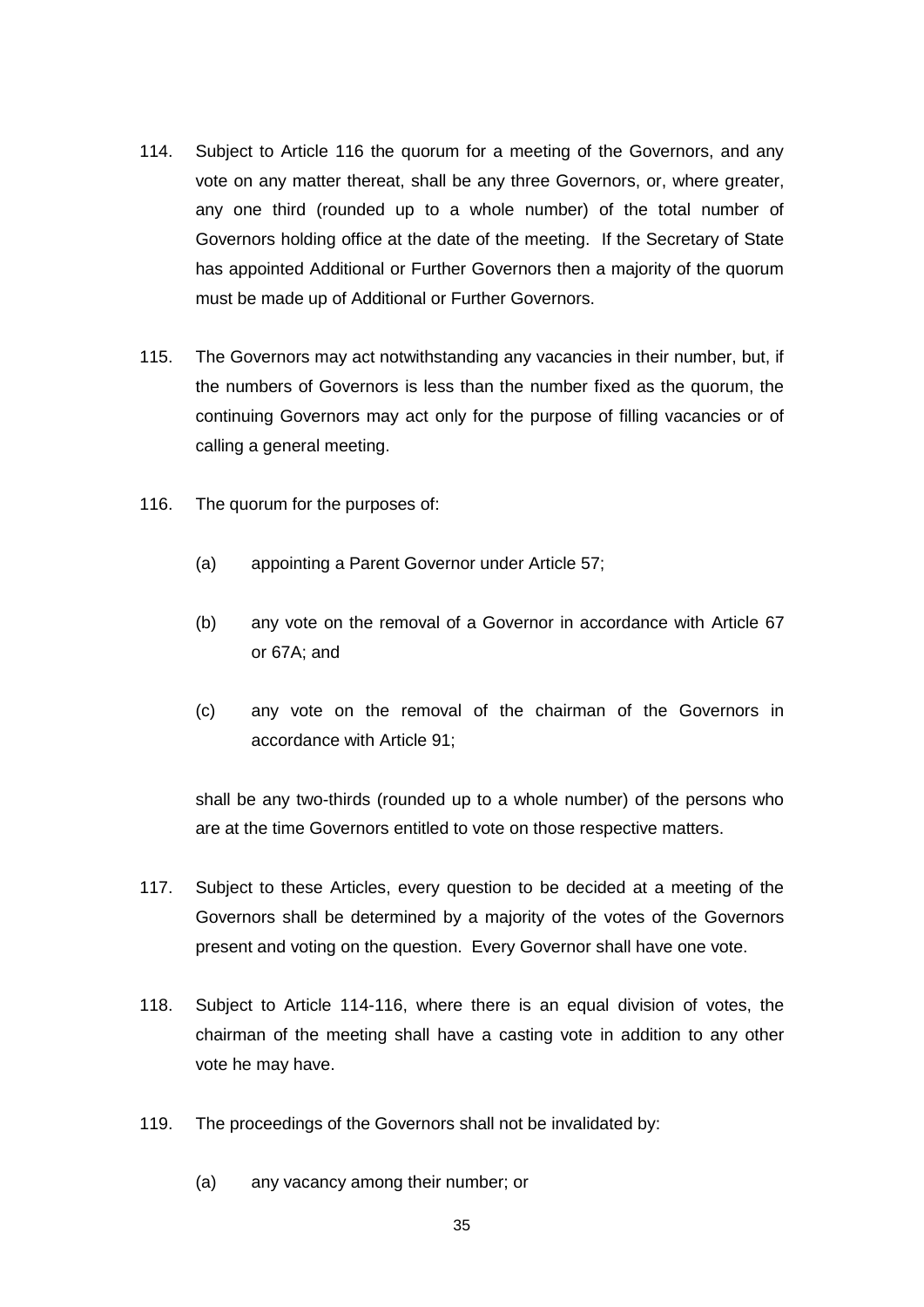114. Subject to Article 116 the quorum for a meeting of the Governors, and any vote on any matter thereat, shall be any three Governors, or, where greater, any one third (rounded up to a whole number) of the total number of Governors holding office at the date of the meeting. If the Secretary of State has appointed Additional or Further Governors then a majority of the quorum must be made up of Additional or Further Governors.

115. The Governors may act notwithstanding any vacancies in their number, but, if the numbers of Governors is less than the number fixed as the quorum, the continuing Governors may act only for the purpose of filling vacancies or of calling a general meeting.

116. The quorum for the purposes of:

  (a) appointing a Parent Governor under Article 57;

  (b) any vote on the removal of a Governor in accordance with Article 67 or 67A; and

  (c) any vote on the removal of the chairman of the Governors in accordance with Article 91;

  shall be any two-thirds (rounded up to a whole number) of the persons who are at the time Governors entitled to vote on those respective matters.

117. Subject to these Articles, every question to be decided at a meeting of the Governors shall be determined by a majority of the votes of the Governors present and voting on the question. Every Governor shall have one vote.

118. Subject to Article 114-116, where there is an equal division of votes, the chairman of the meeting shall have a casting vote in addition to any other vote he may have.

119. The proceedings of the Governors shall not be invalidated by:

  (a) any vacancy among their number; or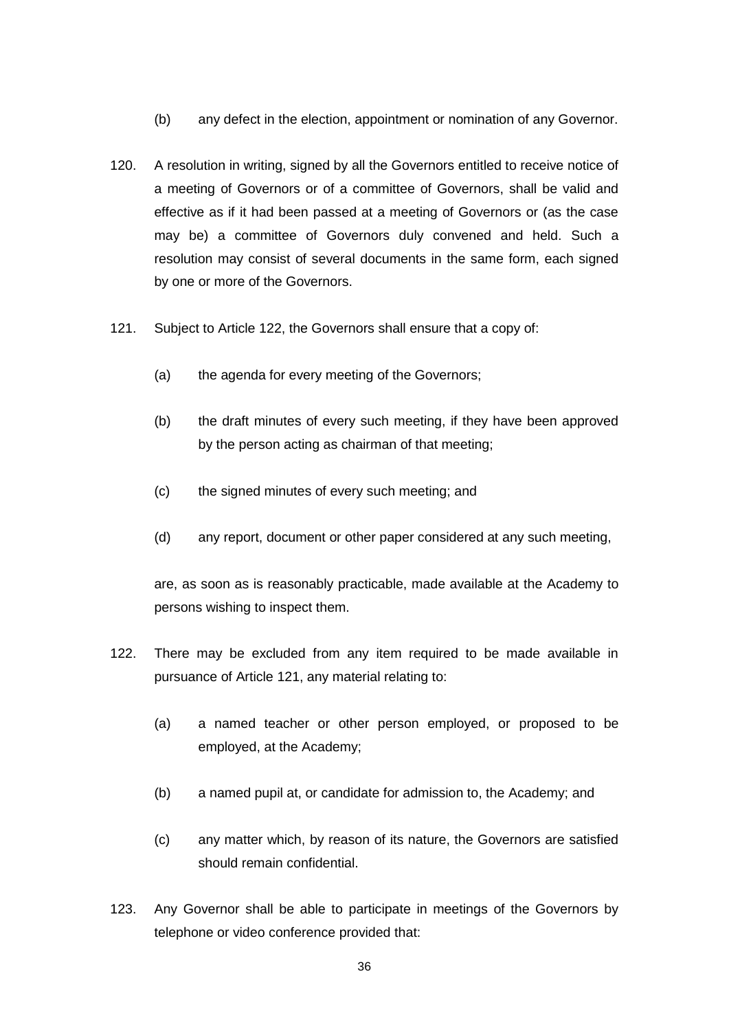(b) any defect in the election, appointment or nomination of any Governor.

120. A resolution in writing, signed by all the Governors entitled to receive notice of a meeting of Governors or of a committee of Governors, shall be valid and effective as if it had been passed at a meeting of Governors or (as the case may be) a committee of Governors duly convened and held. Such a resolution may consist of several documents in the same form, each signed by one or more of the Governors.

121. Subject to Article 122, the Governors shall ensure that a copy of:

   (a) the agenda for every meeting of the Governors;

   (b) the draft minutes of every such meeting, if they have been approved by the person acting as chairman of that meeting;

   (c) the signed minutes of every such meeting; and

   (d) any report, document or other paper considered at any such meeting,

   are, as soon as is reasonably practicable, made available at the Academy to persons wishing to inspect them.

122. There may be excluded from any item required to be made available in pursuance of Article 121, any material relating to:

   (a) a named teacher or other person employed, or proposed to be employed, at the Academy;

   (b) a named pupil at, or candidate for admission to, the Academy; and

   (c) any matter which, by reason of its nature, the Governors are satisfied should remain confidential.

123. Any Governor shall be able to participate in meetings of the Governors by telephone or video conference provided that: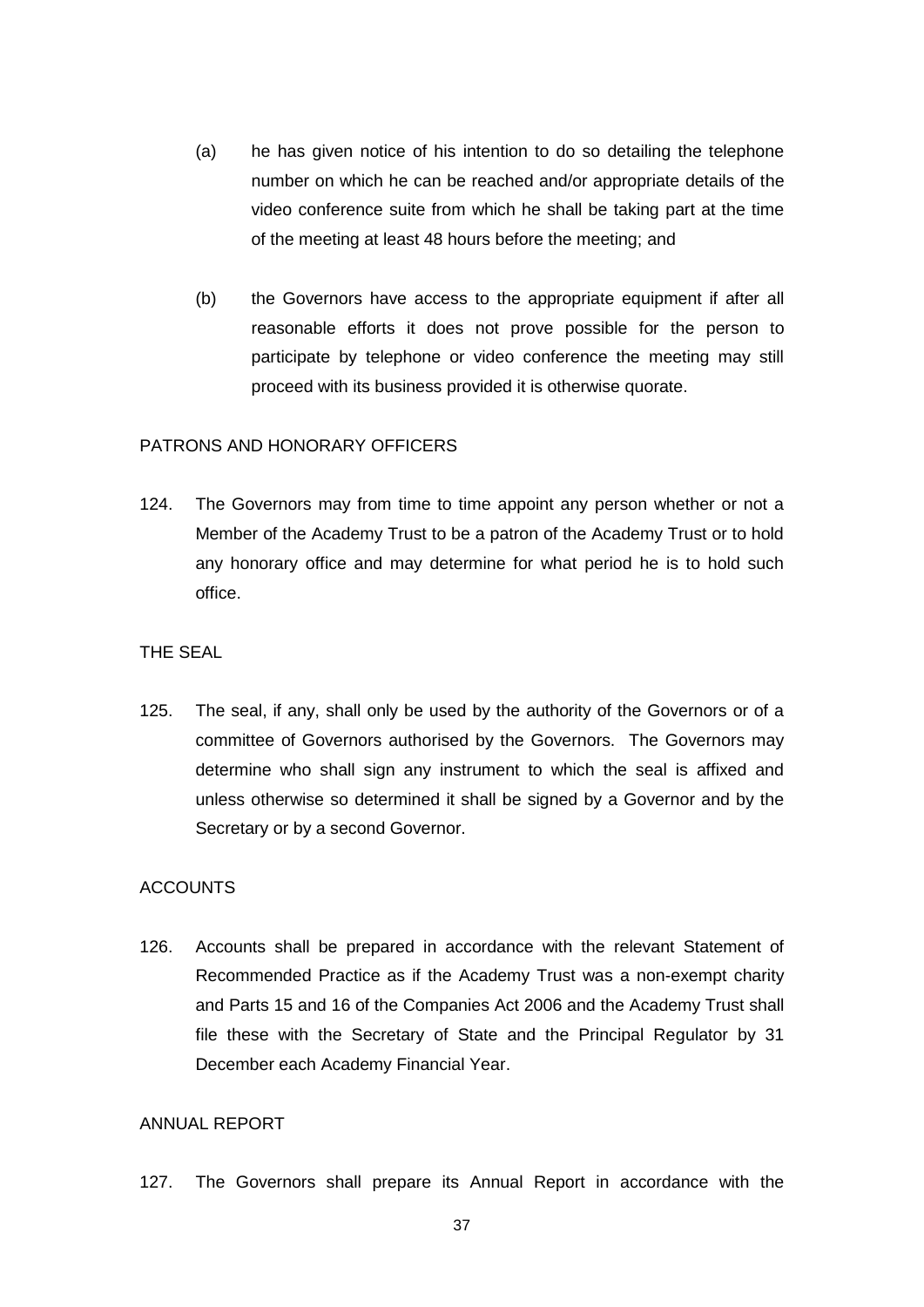(a) he has given notice of his intention to do so detailing the telephone number on which he can be reached and/or appropriate details of the video conference suite from which he shall be taking part at the time of the meeting at least 48 hours before the meeting; and

(b) the Governors have access to the appropriate equipment if after all reasonable efforts it does not prove possible for the person to participate by telephone or video conference the meeting may still proceed with its business provided it is otherwise quorate.

PATRONS AND HONORARY OFFICERS

124. The Governors may from time to time appoint any person whether or not a Member of the Academy Trust to be a patron of the Academy Trust or to hold any honorary office and may determine for what period he is to hold such office.

THE SEAL

125. The seal, if any, shall only be used by the authority of the Governors or of a committee of Governors authorised by the Governors. The Governors may determine who shall sign any instrument to which the seal is affixed and unless otherwise so determined it shall be signed by a Governor and by the Secretary or by a second Governor.

ACCOUNTS

126. Accounts shall be prepared in accordance with the relevant Statement of Recommended Practice as if the Academy Trust was a non-exempt charity and Parts 15 and 16 of the Companies Act 2006 and the Academy Trust shall file these with the Secretary of State and the Principal Regulator by 31 December each Academy Financial Year.

ANNUAL REPORT

127. The Governors shall prepare its Annual Report in accordance with the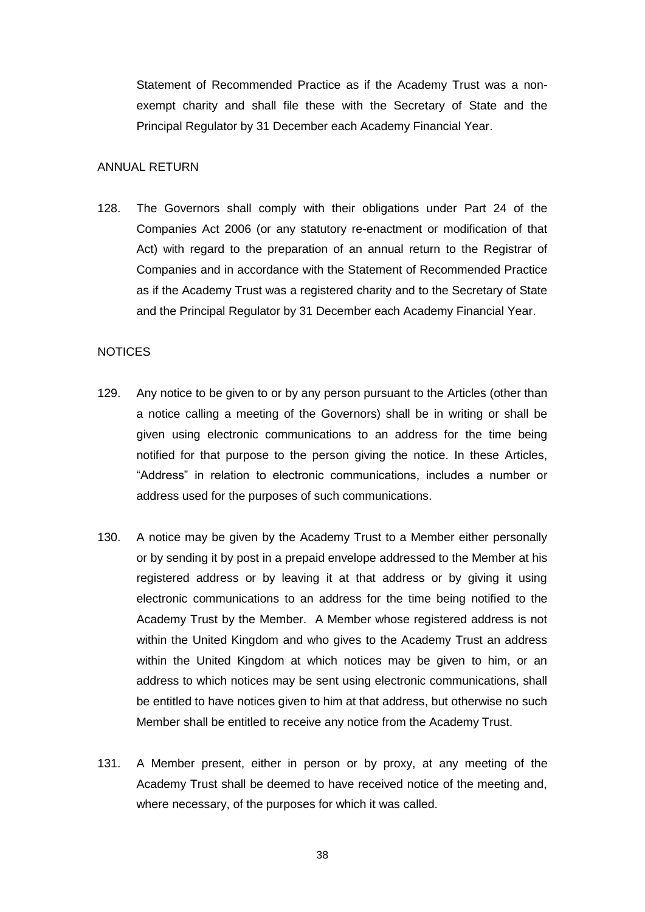Statement of Recommended Practice as if the Academy Trust was a non-exempt charity and shall file these with the Secretary of State and the Principal Regulator by 31 December each Academy Financial Year.

## ANNUAL RETURN

128. The Governors shall comply with their obligations under Part 24 of the Companies Act 2006 (or any statutory re-enactment or modification of that Act) with regard to the preparation of an annual return to the Registrar of Companies and in accordance with the Statement of Recommended Practice as if the Academy Trust was a registered charity and to the Secretary of State and the Principal Regulator by 31 December each Academy Financial Year.

## NOTICES

129. Any notice to be given to or by any person pursuant to the Articles (other than a notice calling a meeting of the Governors) shall be in writing or shall be given using electronic communications to an address for the time being notified for that purpose to the person giving the notice. In these Articles, "Address" in relation to electronic communications, includes a number or address used for the purposes of such communications.

130. A notice may be given by the Academy Trust to a Member either personally or by sending it by post in a prepaid envelope addressed to the Member at his registered address or by leaving it at that address or by giving it using electronic communications to an address for the time being notified to the Academy Trust by the Member. A Member whose registered address is not within the United Kingdom and who gives to the Academy Trust an address within the United Kingdom at which notices may be given to him, or an address to which notices may be sent using electronic communications, shall be entitled to have notices given to him at that address, but otherwise no such Member shall be entitled to receive any notice from the Academy Trust.

131. A Member present, either in person or by proxy, at any meeting of the Academy Trust shall be deemed to have received notice of the meeting and, where necessary, of the purposes for which it was called.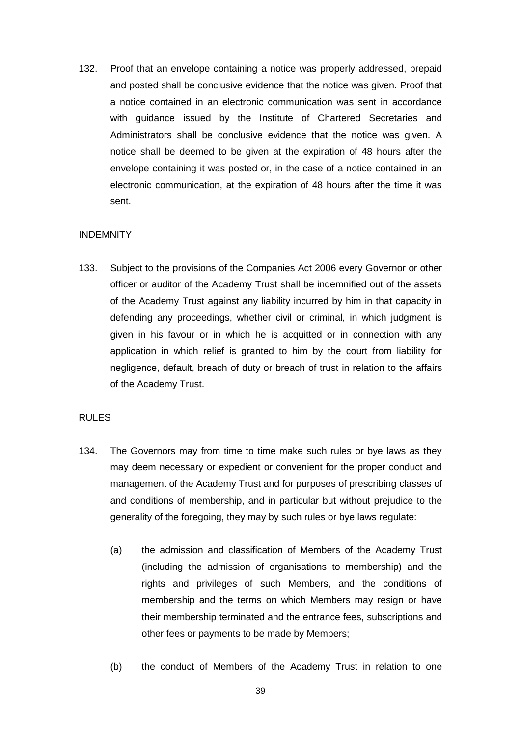132. Proof that an envelope containing a notice was properly addressed, prepaid and posted shall be conclusive evidence that the notice was given. Proof that a notice contained in an electronic communication was sent in accordance with guidance issued by the Institute of Chartered Secretaries and Administrators shall be conclusive evidence that the notice was given. A notice shall be deemed to be given at the expiration of 48 hours after the envelope containing it was posted or, in the case of a notice contained in an electronic communication, at the expiration of 48 hours after the time it was sent.

INDEMNITY

133. Subject to the provisions of the Companies Act 2006 every Governor or other officer or auditor of the Academy Trust shall be indemnified out of the assets of the Academy Trust against any liability incurred by him in that capacity in defending any proceedings, whether civil or criminal, in which judgment is given in his favour or in which he is acquitted or in connection with any application in which relief is granted to him by the court from liability for negligence, default, breach of duty or breach of trust in relation to the affairs of the Academy Trust.

RULES

134. The Governors may from time to time make such rules or bye laws as they may deem necessary or expedient or convenient for the proper conduct and management of the Academy Trust and for purposes of prescribing classes of and conditions of membership, and in particular but without prejudice to the generality of the foregoing, they may by such rules or bye laws regulate:

    (a) the admission and classification of Members of the Academy Trust (including the admission of organisations to membership) and the rights and privileges of such Members, and the conditions of membership and the terms on which Members may resign or have their membership terminated and the entrance fees, subscriptions and other fees or payments to be made by Members;

    (b) the conduct of Members of the Academy Trust in relation to one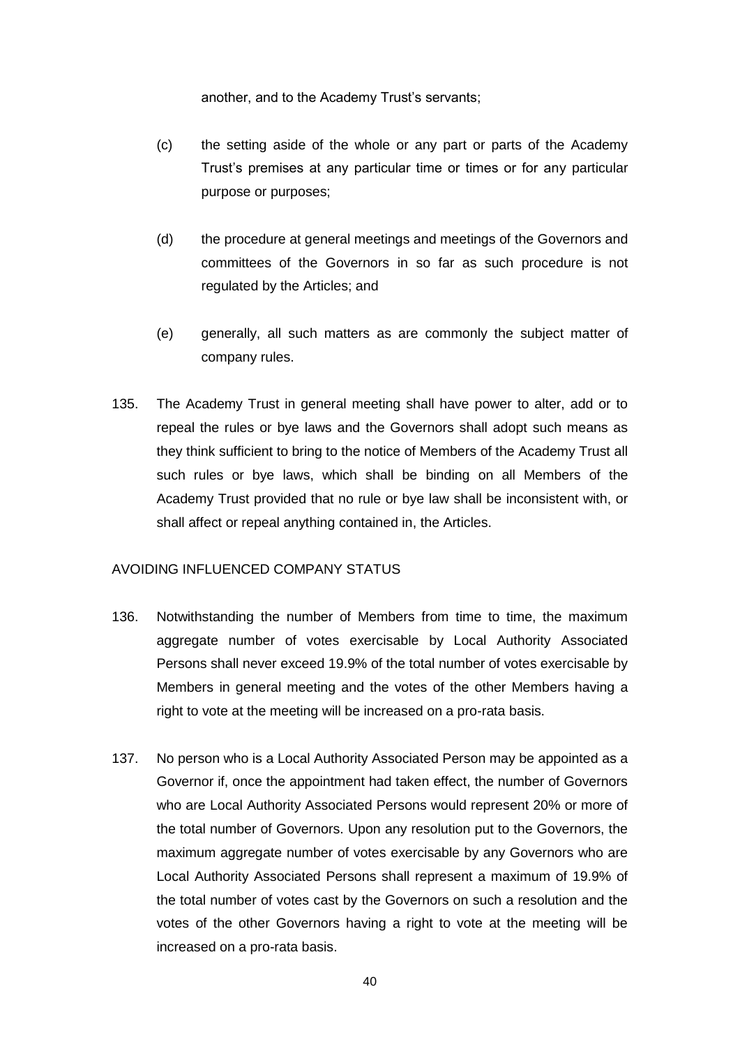another, and to the Academy Trust's servants;

(c) the setting aside of the whole or any part or parts of the Academy Trust's premises at any particular time or times or for any particular purpose or purposes;

(d) the procedure at general meetings and meetings of the Governors and committees of the Governors in so far as such procedure is not regulated by the Articles; and

(e) generally, all such matters as are commonly the subject matter of company rules.

135. The Academy Trust in general meeting shall have power to alter, add or to repeal the rules or bye laws and the Governors shall adopt such means as they think sufficient to bring to the notice of Members of the Academy Trust all such rules or bye laws, which shall be binding on all Members of the Academy Trust provided that no rule or bye law shall be inconsistent with, or shall affect or repeal anything contained in, the Articles.

AVOIDING INFLUENCED COMPANY STATUS

136. Notwithstanding the number of Members from time to time, the maximum aggregate number of votes exercisable by Local Authority Associated Persons shall never exceed 19.9% of the total number of votes exercisable by Members in general meeting and the votes of the other Members having a right to vote at the meeting will be increased on a pro-rata basis.

137. No person who is a Local Authority Associated Person may be appointed as a Governor if, once the appointment had taken effect, the number of Governors who are Local Authority Associated Persons would represent 20% or more of the total number of Governors. Upon any resolution put to the Governors, the maximum aggregate number of votes exercisable by any Governors who are Local Authority Associated Persons shall represent a maximum of 19.9% of the total number of votes cast by the Governors on such a resolution and the votes of the other Governors having a right to vote at the meeting will be increased on a pro-rata basis.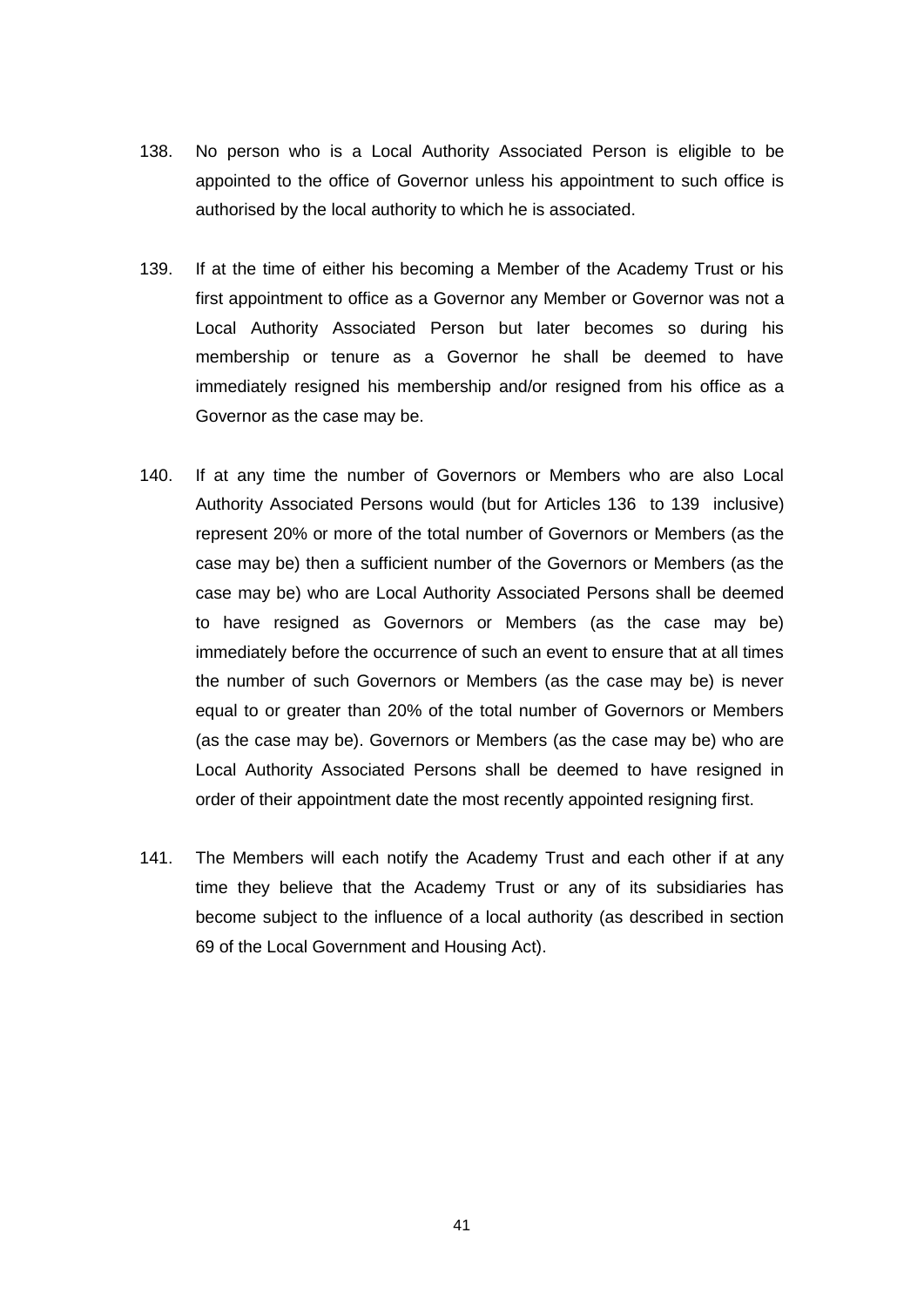138. No person who is a Local Authority Associated Person is eligible to be appointed to the office of Governor unless his appointment to such office is authorised by the local authority to which he is associated.

139. If at the time of either his becoming a Member of the Academy Trust or his first appointment to office as a Governor any Member or Governor was not a Local Authority Associated Person but later becomes so during his membership or tenure as a Governor he shall be deemed to have immediately resigned his membership and/or resigned from his office as a Governor as the case may be.

140. If at any time the number of Governors or Members who are also Local Authority Associated Persons would (but for Articles 136 to 139 inclusive) represent 20% or more of the total number of Governors or Members (as the case may be) then a sufficient number of the Governors or Members (as the case may be) who are Local Authority Associated Persons shall be deemed to have resigned as Governors or Members (as the case may be) immediately before the occurrence of such an event to ensure that at all times the number of such Governors or Members (as the case may be) is never equal to or greater than 20% of the total number of Governors or Members (as the case may be). Governors or Members (as the case may be) who are Local Authority Associated Persons shall be deemed to have resigned in order of their appointment date the most recently appointed resigning first.

141. The Members will each notify the Academy Trust and each other if at any time they believe that the Academy Trust or any of its subsidiaries has become subject to the influence of a local authority (as described in section 69 of the Local Government and Housing Act).